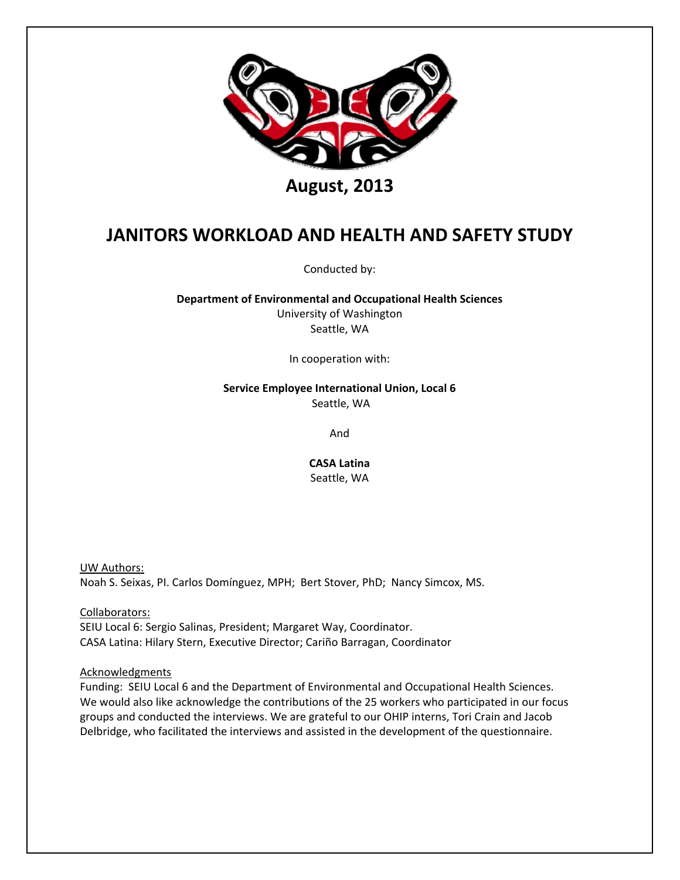**August, 2013**

# JANITORS WORKLOAD AND HEALTH AND SAFETY STUDY

Conducted by:

**Department of Environmental and Occupational Health Sciences**
University of Washington
Seattle, WA

In cooperation with:

**Service Employee International Union, Local 6**
Seattle, WA

And

**CASA Latina**
Seattle, WA

UW Authors:
Noah S. Seixas, PI. Carlos Domínguez, MPH; Bert Stover, PhD; Nancy Simcox, MS.

Collaborators:
SEIU Local 6: Sergio Salinas, President; Margaret Way, Coordinator.
CASA Latina: Hilary Stern, Executive Director; Cariño Barragan, Coordinator

Acknowledgments
Funding: SEIU Local 6 and the Department of Environmental and Occupational Health Sciences. We would also like acknowledge the contributions of the 25 workers who participated in our focus groups and conducted the interviews. We are grateful to our OHIP interns, Tori Crain and Jacob Delbridge, who facilitated the interviews and assisted in the development of the questionnaire.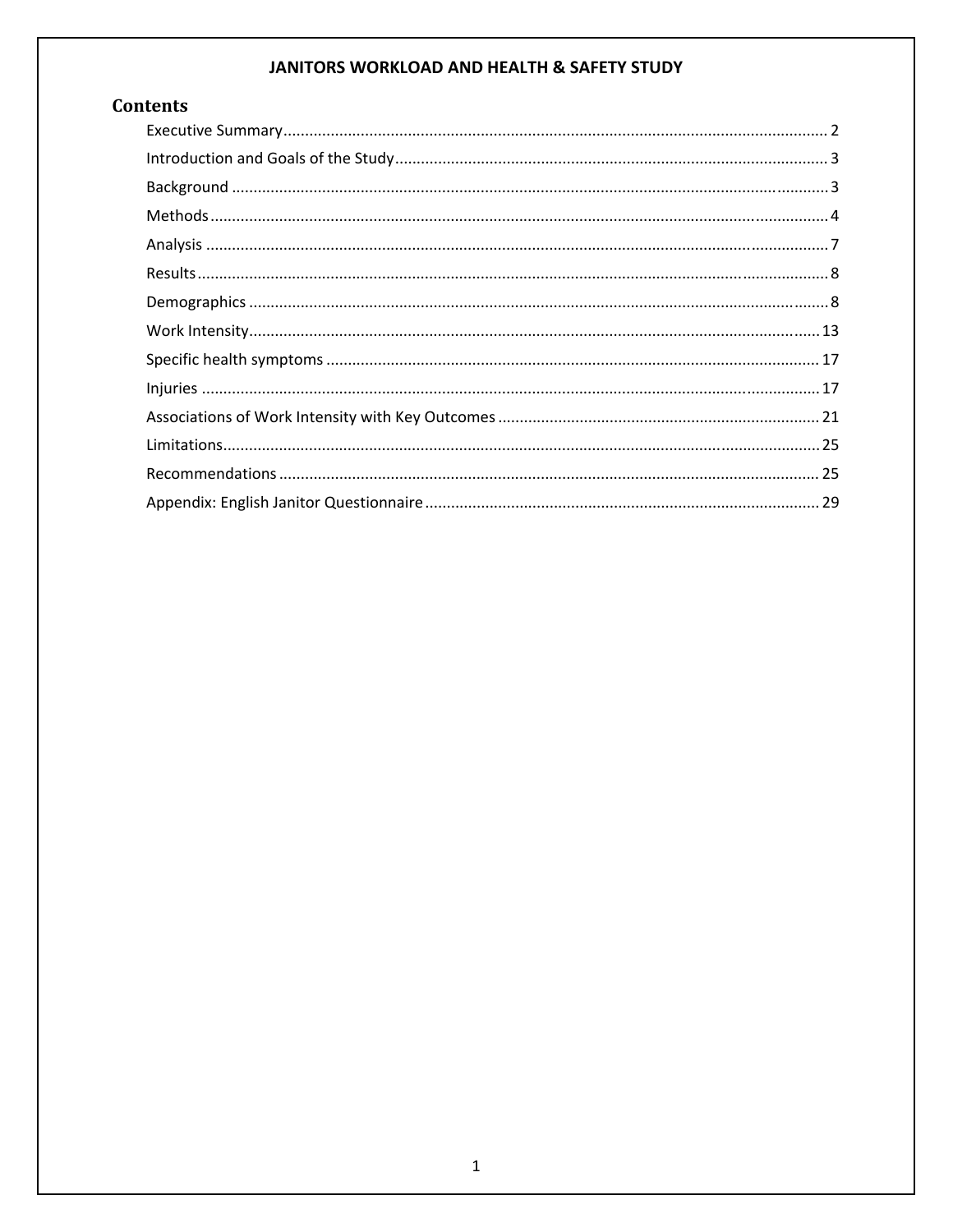**JANITORS WORKLOAD AND HEALTH & SAFETY STUDY**

## Contents

- Executive Summary .......... 2
- Introduction and Goals of the Study .......... 3
- Background .......... 3
- Methods .......... 4
- Analysis .......... 7
- Results .......... 8
- Demographics .......... 8
- Work Intensity .......... 13
- Specific health symptoms .......... 17
- Injuries .......... 17
- Associations of Work Intensity with Key Outcomes .......... 21
- Limitations .......... 25
- Recommendations .......... 25
- Appendix: English Janitor Questionnaire .......... 29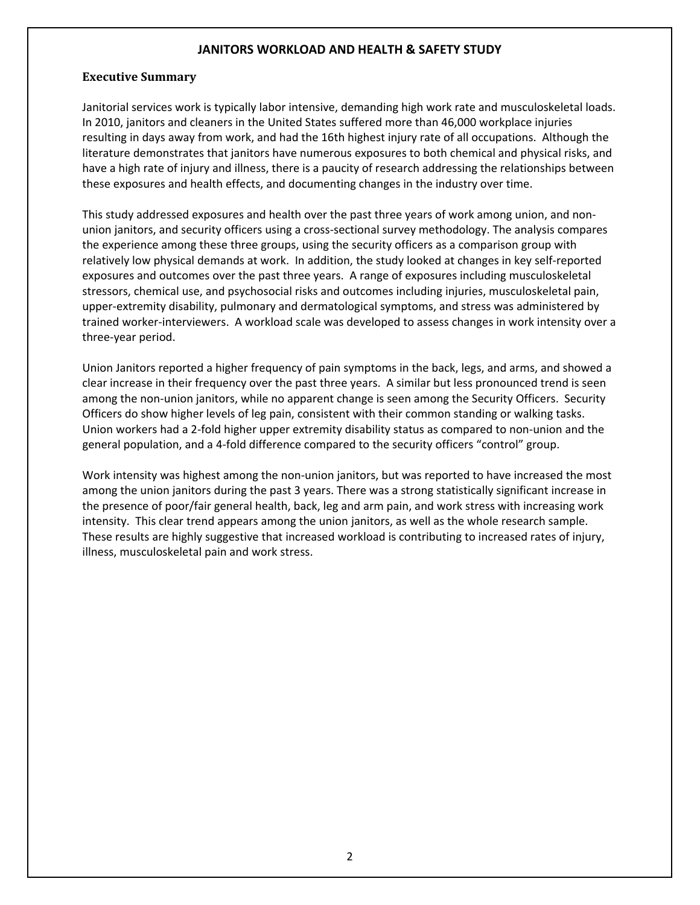# JANITORS WORKLOAD AND HEALTH & SAFETY STUDY

## Executive Summary

Janitorial services work is typically labor intensive, demanding high work rate and musculoskeletal loads. In 2010, janitors and cleaners in the United States suffered more than 46,000 workplace injuries resulting in days away from work, and had the 16th highest injury rate of all occupations. Although the literature demonstrates that janitors have numerous exposures to both chemical and physical risks, and have a high rate of injury and illness, there is a paucity of research addressing the relationships between these exposures and health effects, and documenting changes in the industry over time.

This study addressed exposures and health over the past three years of work among union, and non-union janitors, and security officers using a cross-sectional survey methodology. The analysis compares the experience among these three groups, using the security officers as a comparison group with relatively low physical demands at work. In addition, the study looked at changes in key self-reported exposures and outcomes over the past three years. A range of exposures including musculoskeletal stressors, chemical use, and psychosocial risks and outcomes including injuries, musculoskeletal pain, upper-extremity disability, pulmonary and dermatological symptoms, and stress was administered by trained worker-interviewers. A workload scale was developed to assess changes in work intensity over a three-year period.

Union Janitors reported a higher frequency of pain symptoms in the back, legs, and arms, and showed a clear increase in their frequency over the past three years. A similar but less pronounced trend is seen among the non-union janitors, while no apparent change is seen among the Security Officers. Security Officers do show higher levels of leg pain, consistent with their common standing or walking tasks. Union workers had a 2-fold higher upper extremity disability status as compared to non-union and the general population, and a 4-fold difference compared to the security officers "control" group.

Work intensity was highest among the non-union janitors, but was reported to have increased the most among the union janitors during the past 3 years. There was a strong statistically significant increase in the presence of poor/fair general health, back, leg and arm pain, and work stress with increasing work intensity. This clear trend appears among the union janitors, as well as the whole research sample. These results are highly suggestive that increased workload is contributing to increased rates of injury, illness, musculoskeletal pain and work stress.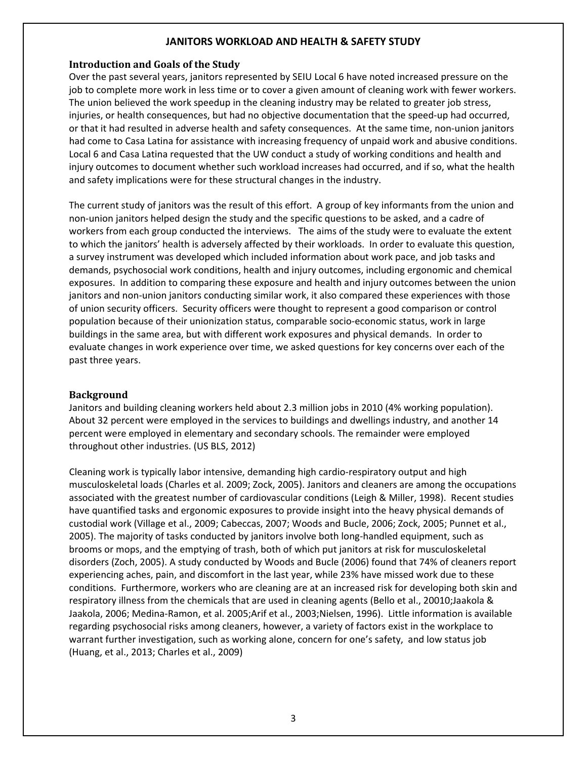# JANITORS WORKLOAD AND HEALTH & SAFETY STUDY

## Introduction and Goals of the Study

Over the past several years, janitors represented by SEIU Local 6 have noted increased pressure on the job to complete more work in less time or to cover a given amount of cleaning work with fewer workers. The union believed the work speedup in the cleaning industry may be related to greater job stress, injuries, or health consequences, but had no objective documentation that the speed-up had occurred, or that it had resulted in adverse health and safety consequences. At the same time, non-union janitors had come to Casa Latina for assistance with increasing frequency of unpaid work and abusive conditions. Local 6 and Casa Latina requested that the UW conduct a study of working conditions and health and injury outcomes to document whether such workload increases had occurred, and if so, what the health and safety implications were for these structural changes in the industry.

The current study of janitors was the result of this effort. A group of key informants from the union and non-union janitors helped design the study and the specific questions to be asked, and a cadre of workers from each group conducted the interviews. The aims of the study were to evaluate the extent to which the janitors' health is adversely affected by their workloads. In order to evaluate this question, a survey instrument was developed which included information about work pace, and job tasks and demands, psychosocial work conditions, health and injury outcomes, including ergonomic and chemical exposures. In addition to comparing these exposure and health and injury outcomes between the union janitors and non-union janitors conducting similar work, it also compared these experiences with those of union security officers. Security officers were thought to represent a good comparison or control population because of their unionization status, comparable socio-economic status, work in large buildings in the same area, but with different work exposures and physical demands. In order to evaluate changes in work experience over time, we asked questions for key concerns over each of the past three years.

## Background

Janitors and building cleaning workers held about 2.3 million jobs in 2010 (4% working population). About 32 percent were employed in the services to buildings and dwellings industry, and another 14 percent were employed in elementary and secondary schools. The remainder were employed throughout other industries. (US BLS, 2012)

Cleaning work is typically labor intensive, demanding high cardio-respiratory output and high musculoskeletal loads (Charles et al. 2009; Zock, 2005). Janitors and cleaners are among the occupations associated with the greatest number of cardiovascular conditions (Leigh & Miller, 1998). Recent studies have quantified tasks and ergonomic exposures to provide insight into the heavy physical demands of custodial work (Village et al., 2009; Cabeccas, 2007; Woods and Bucle, 2006; Zock, 2005; Punnet et al., 2005). The majority of tasks conducted by janitors involve both long-handled equipment, such as brooms or mops, and the emptying of trash, both of which put janitors at risk for musculoskeletal disorders (Zoch, 2005). A study conducted by Woods and Bucle (2006) found that 74% of cleaners report experiencing aches, pain, and discomfort in the last year, while 23% have missed work due to these conditions. Furthermore, workers who are cleaning are at an increased risk for developing both skin and respiratory illness from the chemicals that are used in cleaning agents (Bello et al., 20010;Jaakola & Jaakola, 2006; Medina-Ramon, et al. 2005;Arif et al., 2003;Nielsen, 1996). Little information is available regarding psychosocial risks among cleaners, however, a variety of factors exist in the workplace to warrant further investigation, such as working alone, concern for one's safety, and low status job (Huang, et al., 2013; Charles et al., 2009)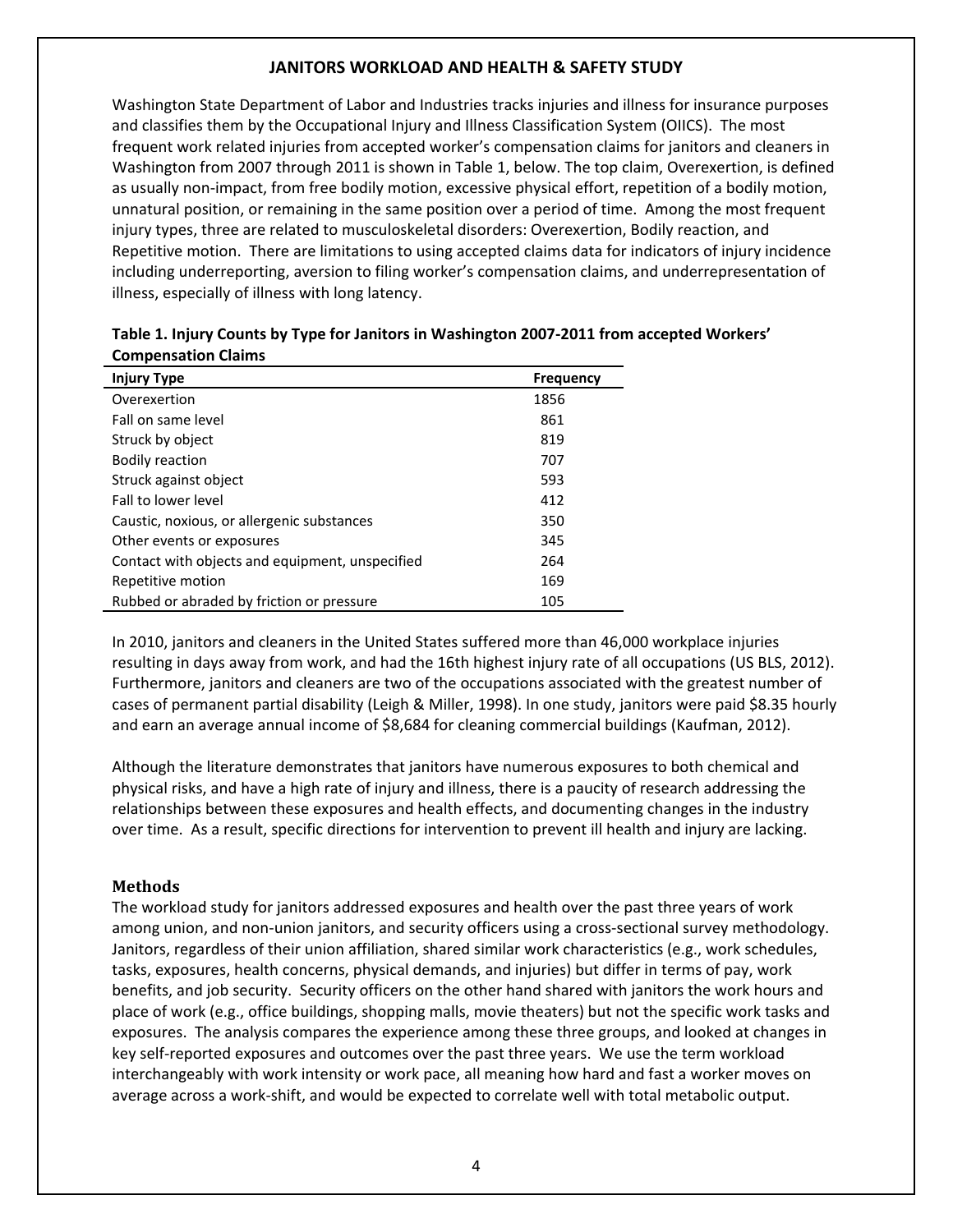## JANITORS WORKLOAD AND HEALTH & SAFETY STUDY

Washington State Department of Labor and Industries tracks injuries and illness for insurance purposes and classifies them by the Occupational Injury and Illness Classification System (OIICS). The most frequent work related injuries from accepted worker's compensation claims for janitors and cleaners in Washington from 2007 through 2011 is shown in Table 1, below. The top claim, Overexertion, is defined as usually non-impact, from free bodily motion, excessive physical effort, repetition of a bodily motion, unnatural position, or remaining in the same position over a period of time. Among the most frequent injury types, three are related to musculoskeletal disorders: Overexertion, Bodily reaction, and Repetitive motion. There are limitations to using accepted claims data for indicators of injury incidence including underreporting, aversion to filing worker's compensation claims, and underrepresentation of illness, especially of illness with long latency.

**Table 1. Injury Counts by Type for Janitors in Washington 2007-2011 from accepted Workers' Compensation Claims**

| Injury Type | Frequency |
|---|---|
| Overexertion | 1856 |
| Fall on same level | 861 |
| Struck by object | 819 |
| Bodily reaction | 707 |
| Struck against object | 593 |
| Fall to lower level | 412 |
| Caustic, noxious, or allergenic substances | 350 |
| Other events or exposures | 345 |
| Contact with objects and equipment, unspecified | 264 |
| Repetitive motion | 169 |
| Rubbed or abraded by friction or pressure | 105 |

In 2010, janitors and cleaners in the United States suffered more than 46,000 workplace injuries resulting in days away from work, and had the 16th highest injury rate of all occupations (US BLS, 2012). Furthermore, janitors and cleaners are two of the occupations associated with the greatest number of cases of permanent partial disability (Leigh & Miller, 1998). In one study, janitors were paid \$8.35 hourly and earn an average annual income of \$8,684 for cleaning commercial buildings (Kaufman, 2012).

Although the literature demonstrates that janitors have numerous exposures to both chemical and physical risks, and have a high rate of injury and illness, there is a paucity of research addressing the relationships between these exposures and health effects, and documenting changes in the industry over time. As a result, specific directions for intervention to prevent ill health and injury are lacking.

### Methods

The workload study for janitors addressed exposures and health over the past three years of work among union, and non-union janitors, and security officers using a cross-sectional survey methodology. Janitors, regardless of their union affiliation, shared similar work characteristics (e.g., work schedules, tasks, exposures, health concerns, physical demands, and injuries) but differ in terms of pay, work benefits, and job security. Security officers on the other hand shared with janitors the work hours and place of work (e.g., office buildings, shopping malls, movie theaters) but not the specific work tasks and exposures. The analysis compares the experience among these three groups, and looked at changes in key self-reported exposures and outcomes over the past three years. We use the term workload interchangeably with work intensity or work pace, all meaning how hard and fast a worker moves on average across a work-shift, and would be expected to correlate well with total metabolic output.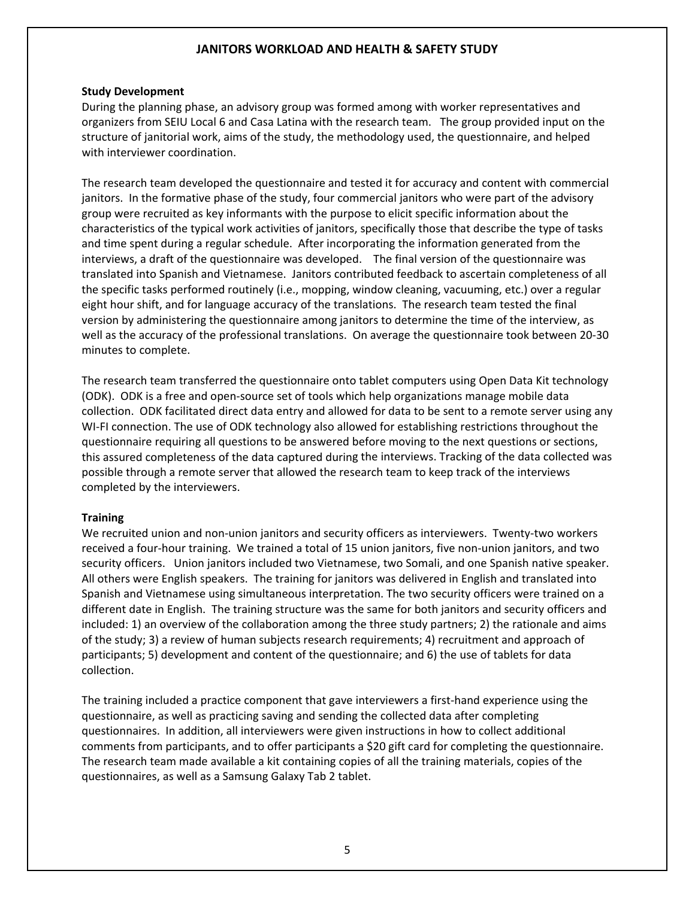## JANITORS WORKLOAD AND HEALTH & SAFETY STUDY

### Study Development

During the planning phase, an advisory group was formed among with worker representatives and organizers from SEIU Local 6 and Casa Latina with the research team. The group provided input on the structure of janitorial work, aims of the study, the methodology used, the questionnaire, and helped with interviewer coordination.

The research team developed the questionnaire and tested it for accuracy and content with commercial janitors. In the formative phase of the study, four commercial janitors who were part of the advisory group were recruited as key informants with the purpose to elicit specific information about the characteristics of the typical work activities of janitors, specifically those that describe the type of tasks and time spent during a regular schedule. After incorporating the information generated from the interviews, a draft of the questionnaire was developed. The final version of the questionnaire was translated into Spanish and Vietnamese. Janitors contributed feedback to ascertain completeness of all the specific tasks performed routinely (i.e., mopping, window cleaning, vacuuming, etc.) over a regular eight hour shift, and for language accuracy of the translations. The research team tested the final version by administering the questionnaire among janitors to determine the time of the interview, as well as the accuracy of the professional translations. On average the questionnaire took between 20-30 minutes to complete.

The research team transferred the questionnaire onto tablet computers using Open Data Kit technology (ODK). ODK is a free and open-source set of tools which help organizations manage mobile data collection. ODK facilitated direct data entry and allowed for data to be sent to a remote server using any WI-FI connection. The use of ODK technology also allowed for establishing restrictions throughout the questionnaire requiring all questions to be answered before moving to the next questions or sections, this assured completeness of the data captured during the interviews. Tracking of the data collected was possible through a remote server that allowed the research team to keep track of the interviews completed by the interviewers.

### Training

We recruited union and non-union janitors and security officers as interviewers. Twenty-two workers received a four-hour training. We trained a total of 15 union janitors, five non-union janitors, and two security officers. Union janitors included two Vietnamese, two Somali, and one Spanish native speaker. All others were English speakers. The training for janitors was delivered in English and translated into Spanish and Vietnamese using simultaneous interpretation. The two security officers were trained on a different date in English. The training structure was the same for both janitors and security officers and included: 1) an overview of the collaboration among the three study partners; 2) the rationale and aims of the study; 3) a review of human subjects research requirements; 4) recruitment and approach of participants; 5) development and content of the questionnaire; and 6) the use of tablets for data collection.

The training included a practice component that gave interviewers a first-hand experience using the questionnaire, as well as practicing saving and sending the collected data after completing questionnaires. In addition, all interviewers were given instructions in how to collect additional comments from participants, and to offer participants a $20 gift card for completing the questionnaire. The research team made available a kit containing copies of all the training materials, copies of the questionnaires, as well as a Samsung Galaxy Tab 2 tablet.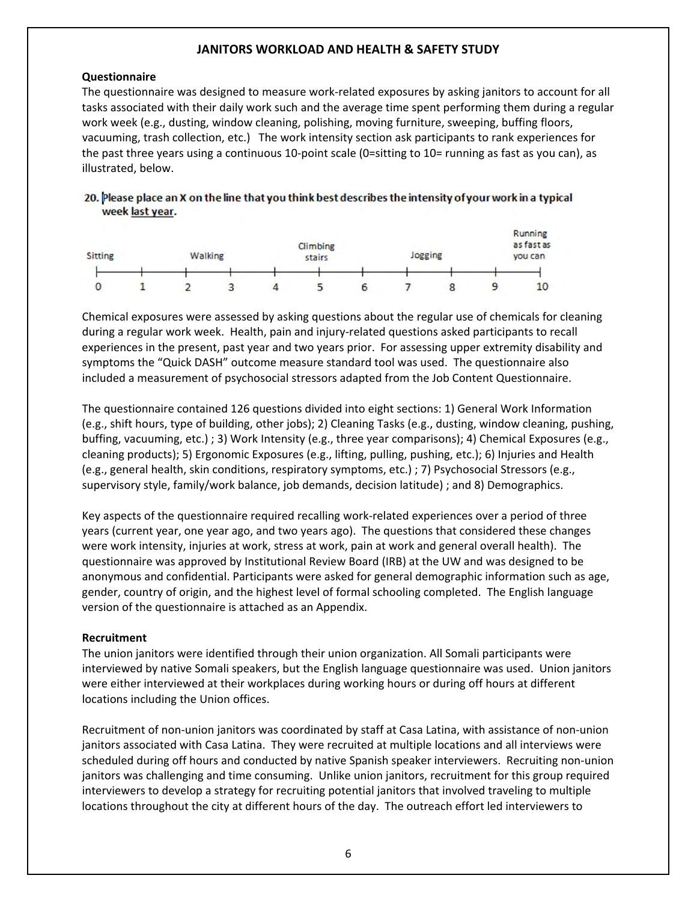## JANITORS WORKLOAD AND HEALTH & SAFETY STUDY

**Questionnaire**

The questionnaire was designed to measure work-related exposures by asking janitors to account for all tasks associated with their daily work such and the average time spent performing them during a regular work week (e.g., dusting, window cleaning, polishing, moving furniture, sweeping, buffing floors, vacuuming, trash collection, etc.) The work intensity section ask participants to rank experiences for the past three years using a continuous 10-point scale (0=sitting to 10= running as fast as you can), as illustrated, below.

**20. Please place an X on the line that you think best describes the intensity of your work in a typical week last year.**

| Sitting | | Walking | | | Climbing stairs | | Jogging | | | Running as fast as you can |
|---|---|---|---|---|---|---|---|---|---|---|
| 0 | 1 | 2 | 3 | 4 | 5 | 6 | 7 | 8 | 9 | 10 |

Chemical exposures were assessed by asking questions about the regular use of chemicals for cleaning during a regular work week. Health, pain and injury-related questions asked participants to recall experiences in the present, past year and two years prior. For assessing upper extremity disability and symptoms the "Quick DASH" outcome measure standard tool was used. The questionnaire also included a measurement of psychosocial stressors adapted from the Job Content Questionnaire.

The questionnaire contained 126 questions divided into eight sections: 1) General Work Information (e.g., shift hours, type of building, other jobs); 2) Cleaning Tasks (e.g., dusting, window cleaning, pushing, buffing, vacuuming, etc.) ; 3) Work Intensity (e.g., three year comparisons); 4) Chemical Exposures (e.g., cleaning products); 5) Ergonomic Exposures (e.g., lifting, pulling, pushing, etc.); 6) Injuries and Health (e.g., general health, skin conditions, respiratory symptoms, etc.) ; 7) Psychosocial Stressors (e.g., supervisory style, family/work balance, job demands, decision latitude) ; and 8) Demographics.

Key aspects of the questionnaire required recalling work-related experiences over a period of three years (current year, one year ago, and two years ago). The questions that considered these changes were work intensity, injuries at work, stress at work, pain at work and general overall health). The questionnaire was approved by Institutional Review Board (IRB) at the UW and was designed to be anonymous and confidential. Participants were asked for general demographic information such as age, gender, country of origin, and the highest level of formal schooling completed. The English language version of the questionnaire is attached as an Appendix.

**Recruitment**

The union janitors were identified through their union organization. All Somali participants were interviewed by native Somali speakers, but the English language questionnaire was used. Union janitors were either interviewed at their workplaces during working hours or during off hours at different locations including the Union offices.

Recruitment of non-union janitors was coordinated by staff at Casa Latina, with assistance of non-union janitors associated with Casa Latina. They were recruited at multiple locations and all interviews were scheduled during off hours and conducted by native Spanish speaker interviewers. Recruiting non-union janitors was challenging and time consuming. Unlike union janitors, recruitment for this group required interviewers to develop a strategy for recruiting potential janitors that involved traveling to multiple locations throughout the city at different hours of the day. The outreach effort led interviewers to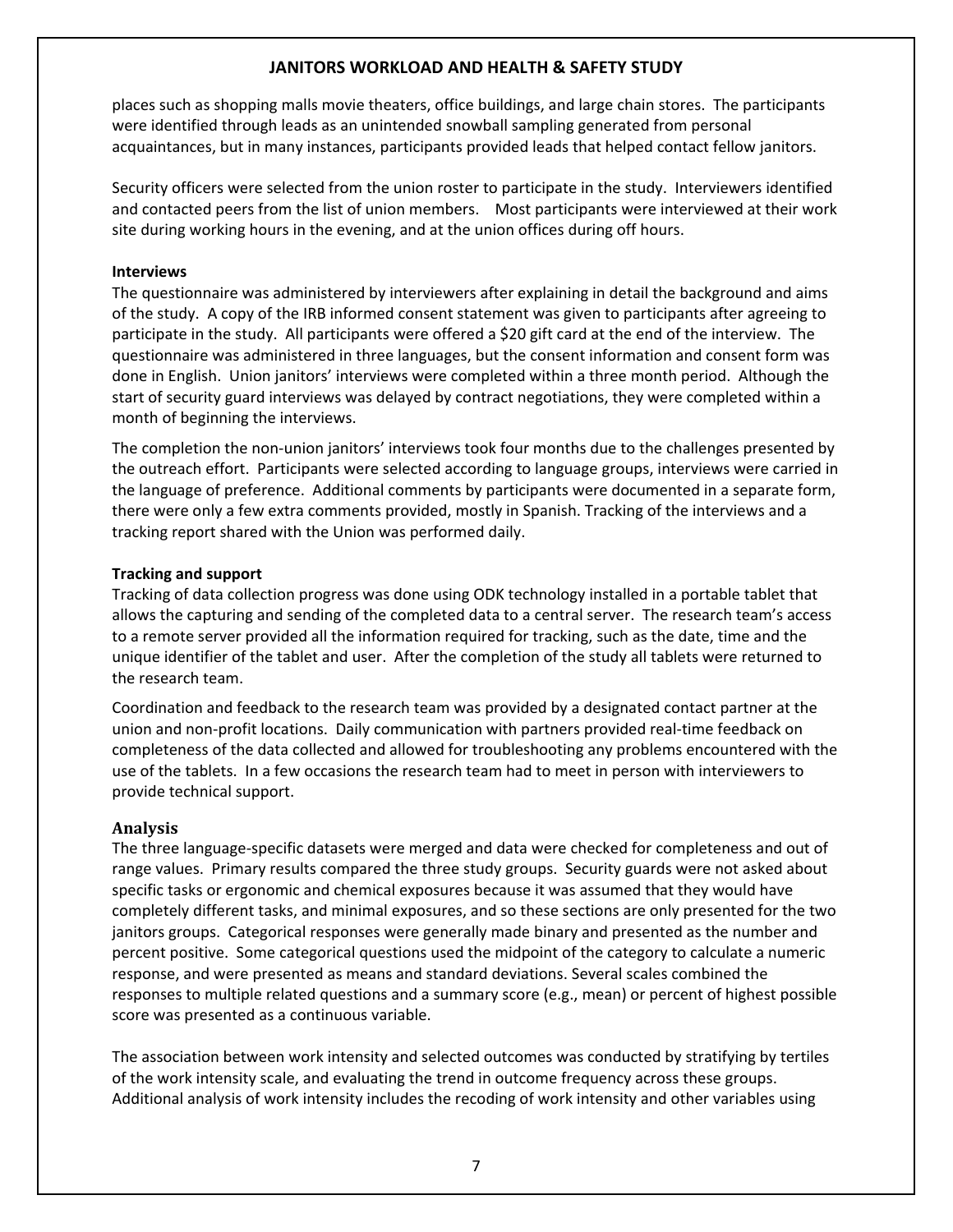places such as shopping malls movie theaters, office buildings, and large chain stores. The participants were identified through leads as an unintended snowball sampling generated from personal acquaintances, but in many instances, participants provided leads that helped contact fellow janitors.

Security officers were selected from the union roster to participate in the study. Interviewers identified and contacted peers from the list of union members. Most participants were interviewed at their work site during working hours in the evening, and at the union offices during off hours.

**Interviews**

The questionnaire was administered by interviewers after explaining in detail the background and aims of the study. A copy of the IRB informed consent statement was given to participants after agreeing to participate in the study. All participants were offered a $20 gift card at the end of the interview. The questionnaire was administered in three languages, but the consent information and consent form was done in English. Union janitors' interviews were completed within a three month period. Although the start of security guard interviews was delayed by contract negotiations, they were completed within a month of beginning the interviews.

The completion the non-union janitors' interviews took four months due to the challenges presented by the outreach effort. Participants were selected according to language groups, interviews were carried in the language of preference. Additional comments by participants were documented in a separate form, there were only a few extra comments provided, mostly in Spanish. Tracking of the interviews and a tracking report shared with the Union was performed daily.

**Tracking and support**

Tracking of data collection progress was done using ODK technology installed in a portable tablet that allows the capturing and sending of the completed data to a central server. The research team's access to a remote server provided all the information required for tracking, such as the date, time and the unique identifier of the tablet and user. After the completion of the study all tablets were returned to the research team.

Coordination and feedback to the research team was provided by a designated contact partner at the union and non-profit locations. Daily communication with partners provided real-time feedback on completeness of the data collected and allowed for troubleshooting any problems encountered with the use of the tablets. In a few occasions the research team had to meet in person with interviewers to provide technical support.

## Analysis

The three language-specific datasets were merged and data were checked for completeness and out of range values. Primary results compared the three study groups. Security guards were not asked about specific tasks or ergonomic and chemical exposures because it was assumed that they would have completely different tasks, and minimal exposures, and so these sections are only presented for the two janitors groups. Categorical responses were generally made binary and presented as the number and percent positive. Some categorical questions used the midpoint of the category to calculate a numeric response, and were presented as means and standard deviations. Several scales combined the responses to multiple related questions and a summary score (e.g., mean) or percent of highest possible score was presented as a continuous variable.

The association between work intensity and selected outcomes was conducted by stratifying by tertiles of the work intensity scale, and evaluating the trend in outcome frequency across these groups. Additional analysis of work intensity includes the recoding of work intensity and other variables using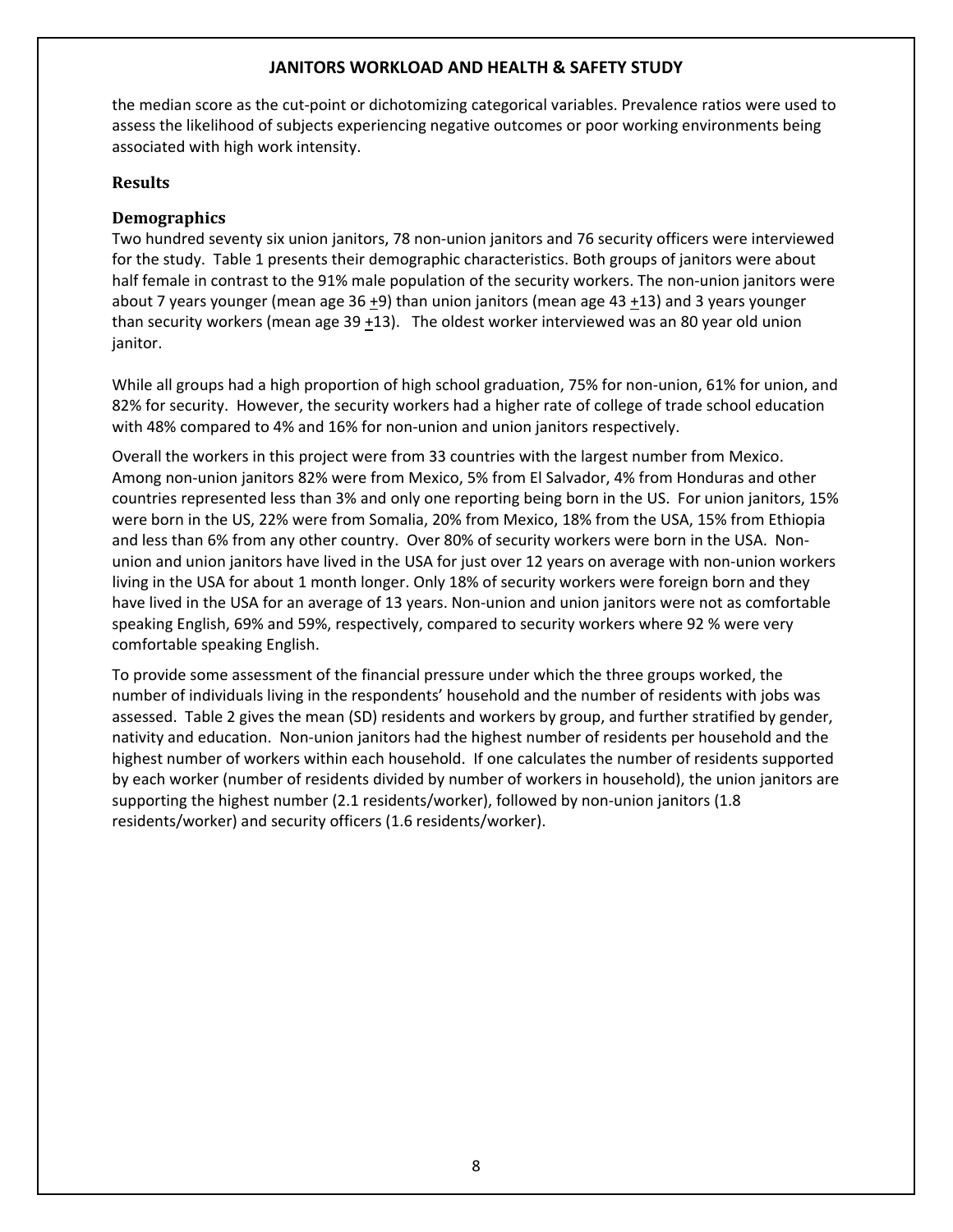the median score as the cut-point or dichotomizing categorical variables. Prevalence ratios were used to assess the likelihood of subjects experiencing negative outcomes or poor working environments being associated with high work intensity.

## Results

### Demographics

Two hundred seventy six union janitors, 78 non-union janitors and 76 security officers were interviewed for the study. Table 1 presents their demographic characteristics. Both groups of janitors were about half female in contrast to the 91% male population of the security workers. The non-union janitors were about 7 years younger (mean age 36 $\pm$9) than union janitors (mean age 43 $\pm$13) and 3 years younger than security workers (mean age 39 $\pm$13). The oldest worker interviewed was an 80 year old union janitor.

While all groups had a high proportion of high school graduation, 75% for non-union, 61% for union, and 82% for security. However, the security workers had a higher rate of college of trade school education with 48% compared to 4% and 16% for non-union and union janitors respectively.

Overall the workers in this project were from 33 countries with the largest number from Mexico. Among non-union janitors 82% were from Mexico, 5% from El Salvador, 4% from Honduras and other countries represented less than 3% and only one reporting being born in the US. For union janitors, 15% were born in the US, 22% were from Somalia, 20% from Mexico, 18% from the USA, 15% from Ethiopia and less than 6% from any other country. Over 80% of security workers were born in the USA. Non-union and union janitors have lived in the USA for just over 12 years on average with non-union workers living in the USA for about 1 month longer. Only 18% of security workers were foreign born and they have lived in the USA for an average of 13 years. Non-union and union janitors were not as comfortable speaking English, 69% and 59%, respectively, compared to security workers where 92 % were very comfortable speaking English.

To provide some assessment of the financial pressure under which the three groups worked, the number of individuals living in the respondents' household and the number of residents with jobs was assessed. Table 2 gives the mean (SD) residents and workers by group, and further stratified by gender, nativity and education. Non-union janitors had the highest number of residents per household and the highest number of workers within each household. If one calculates the number of residents supported by each worker (number of residents divided by number of workers in household), the union janitors are supporting the highest number (2.1 residents/worker), followed by non-union janitors (1.8 residents/worker) and security officers (1.6 residents/worker).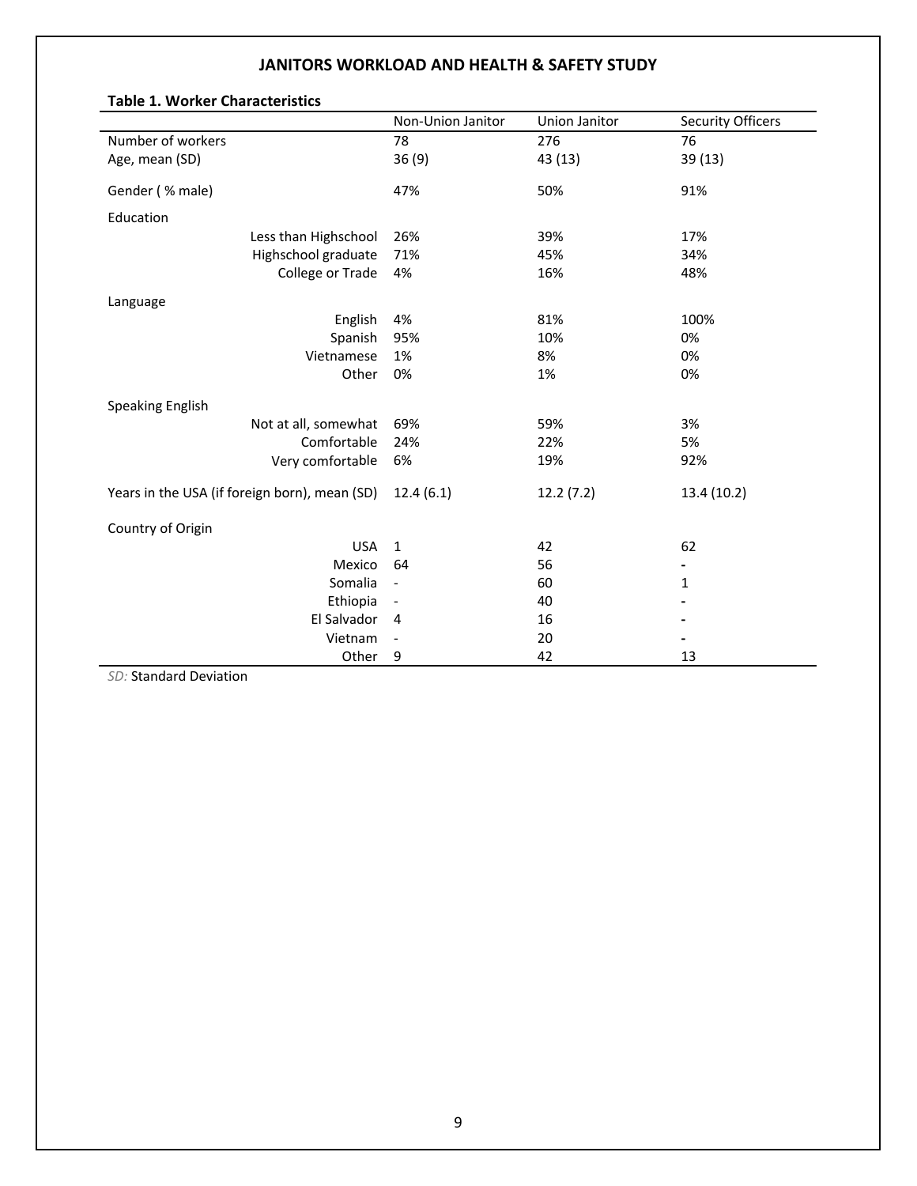## JANITORS WORKLOAD AND HEALTH & SAFETY STUDY

**Table 1. Worker Characteristics**

| | Non-Union Janitor | Union Janitor | Security Officers |
|---|---|---|---|
| Number of workers | 78 | 276 | 76 |
| Age, mean (SD) | 36 (9) | 43 (13) | 39 (13) |
| Gender ( % male) | 47% | 50% | 91% |
| Education | | | |
| Less than Highschool | 26% | 39% | 17% |
| Highschool graduate | 71% | 45% | 34% |
| College or Trade | 4% | 16% | 48% |
| Language | | | |
| English | 4% | 81% | 100% |
| Spanish | 95% | 10% | 0% |
| Vietnamese | 1% | 8% | 0% |
| Other | 0% | 1% | 0% |
| Speaking English | | | |
| Not at all, somewhat | 69% | 59% | 3% |
| Comfortable | 24% | 22% | 5% |
| Very comfortable | 6% | 19% | 92% |
| Years in the USA (if foreign born), mean (SD) | 12.4 (6.1) | 12.2 (7.2) | 13.4 (10.2) |
| Country of Origin | | | |
| USA | 1 | 42 | 62 |
| Mexico | 64 | 56 | - |
| Somalia | - | 60 | 1 |
| Ethiopia | - | 40 | - |
| El Salvador | 4 | 16 | - |
| Vietnam | - | 20 | - |
| Other | 9 | 42 | 13 |

*SD:* Standard Deviation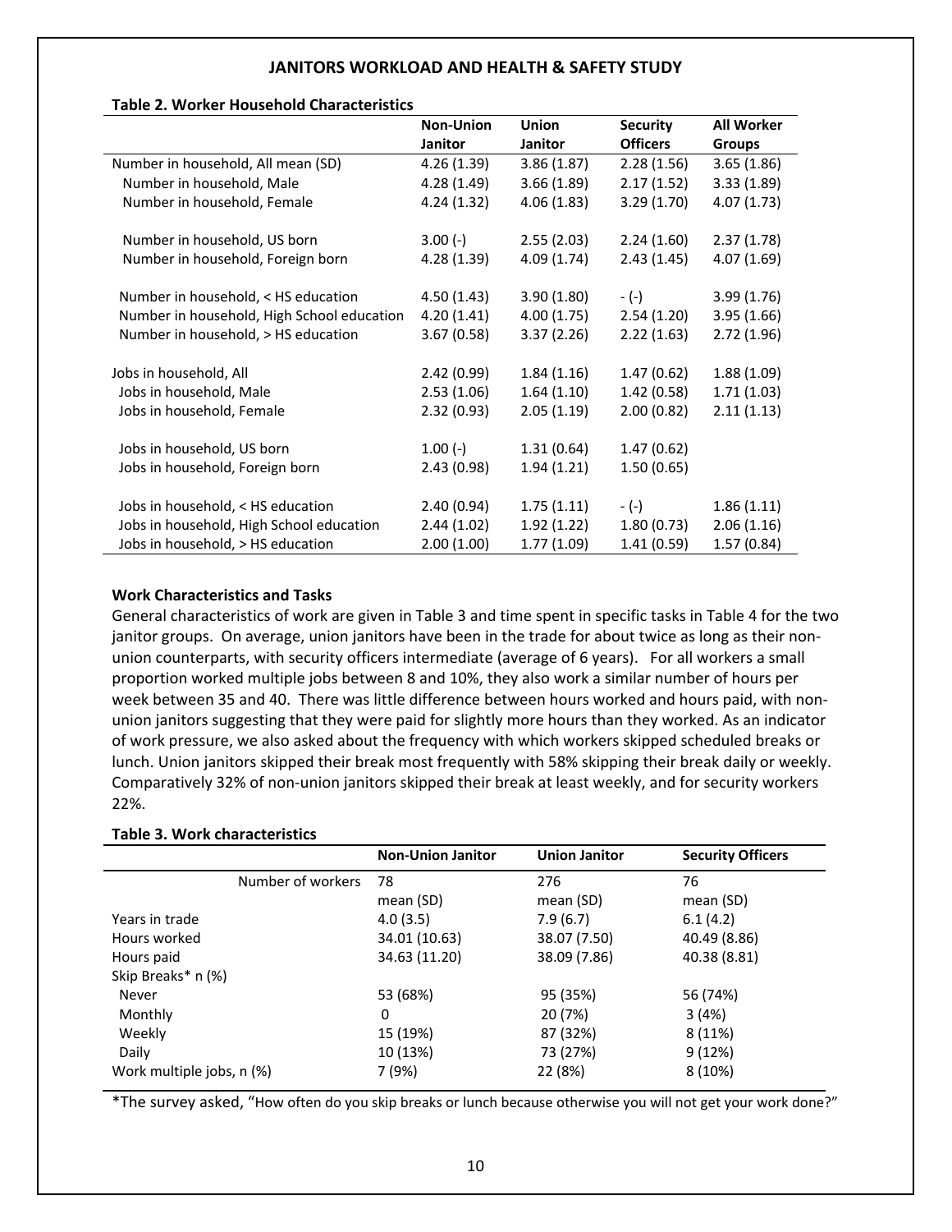**JANITORS WORKLOAD AND HEALTH & SAFETY STUDY**

**Table 2. Worker Household Characteristics**

| | Non-Union Janitor | Union Janitor | Security Officers | All Worker Groups |
|---|---|---|---|---|
| Number in household, All mean (SD) | 4.26 (1.39) | 3.86 (1.87) | 2.28 (1.56) | 3.65 (1.86) |
| Number in household, Male | 4.28 (1.49) | 3.66 (1.89) | 2.17 (1.52) | 3.33 (1.89) |
| Number in household, Female | 4.24 (1.32) | 4.06 (1.83) | 3.29 (1.70) | 4.07 (1.73) |
| Number in household, US born | 3.00 (-) | 2.55 (2.03) | 2.24 (1.60) | 2.37 (1.78) |
| Number in household, Foreign born | 4.28 (1.39) | 4.09 (1.74) | 2.43 (1.45) | 4.07 (1.69) |
| Number in household, < HS education | 4.50 (1.43) | 3.90 (1.80) | - (-) | 3.99 (1.76) |
| Number in household, High School education | 4.20 (1.41) | 4.00 (1.75) | 2.54 (1.20) | 3.95 (1.66) |
| Number in household, > HS education | 3.67 (0.58) | 3.37 (2.26) | 2.22 (1.63) | 2.72 (1.96) |
| Jobs in household, All | 2.42 (0.99) | 1.84 (1.16) | 1.47 (0.62) | 1.88 (1.09) |
| Jobs in household, Male | 2.53 (1.06) | 1.64 (1.10) | 1.42 (0.58) | 1.71 (1.03) |
| Jobs in household, Female | 2.32 (0.93) | 2.05 (1.19) | 2.00 (0.82) | 2.11 (1.13) |
| Jobs in household, US born | 1.00 (-) | 1.31 (0.64) | 1.47 (0.62) | |
| Jobs in household, Foreign born | 2.43 (0.98) | 1.94 (1.21) | 1.50 (0.65) | |
| Jobs in household, < HS education | 2.40 (0.94) | 1.75 (1.11) | - (-) | 1.86 (1.11) |
| Jobs in household, High School education | 2.44 (1.02) | 1.92 (1.22) | 1.80 (0.73) | 2.06 (1.16) |
| Jobs in household, > HS education | 2.00 (1.00) | 1.77 (1.09) | 1.41 (0.59) | 1.57 (0.84) |

**Work Characteristics and Tasks**

General characteristics of work are given in Table 3 and time spent in specific tasks in Table 4 for the two janitor groups. On average, union janitors have been in the trade for about twice as long as their non-union counterparts, with security officers intermediate (average of 6 years). For all workers a small proportion worked multiple jobs between 8 and 10%, they also work a similar number of hours per week between 35 and 40. There was little difference between hours worked and hours paid, with non-union janitors suggesting that they were paid for slightly more hours than they worked. As an indicator of work pressure, we also asked about the frequency with which workers skipped scheduled breaks or lunch. Union janitors skipped their break most frequently with 58% skipping their break daily or weekly. Comparatively 32% of non-union janitors skipped their break at least weekly, and for security workers 22%.

**Table 3. Work characteristics**

| | Non-Union Janitor | Union Janitor | Security Officers |
|---|---|---|---|
| Number of workers | 78 | 276 | 76 |
| | mean (SD) | mean (SD) | mean (SD) |
| Years in trade | 4.0 (3.5) | 7.9 (6.7) | 6.1 (4.2) |
| Hours worked | 34.01 (10.63) | 38.07 (7.50) | 40.49 (8.86) |
| Hours paid | 34.63 (11.20) | 38.09 (7.86) | 40.38 (8.81) |
| Skip Breaks* n (%) | | | |
| Never | 53 (68%) | 95 (35%) | 56 (74%) |
| Monthly | 0 | 20 (7%) | 3 (4%) |
| Weekly | 15 (19%) | 87 (32%) | 8 (11%) |
| Daily | 10 (13%) | 73 (27%) | 9 (12%) |
| Work multiple jobs, n (%) | 7 (9%) | 22 (8%) | 8 (10%) |

*The survey asked, "How often do you skip breaks or lunch because otherwise you will not get your work done?"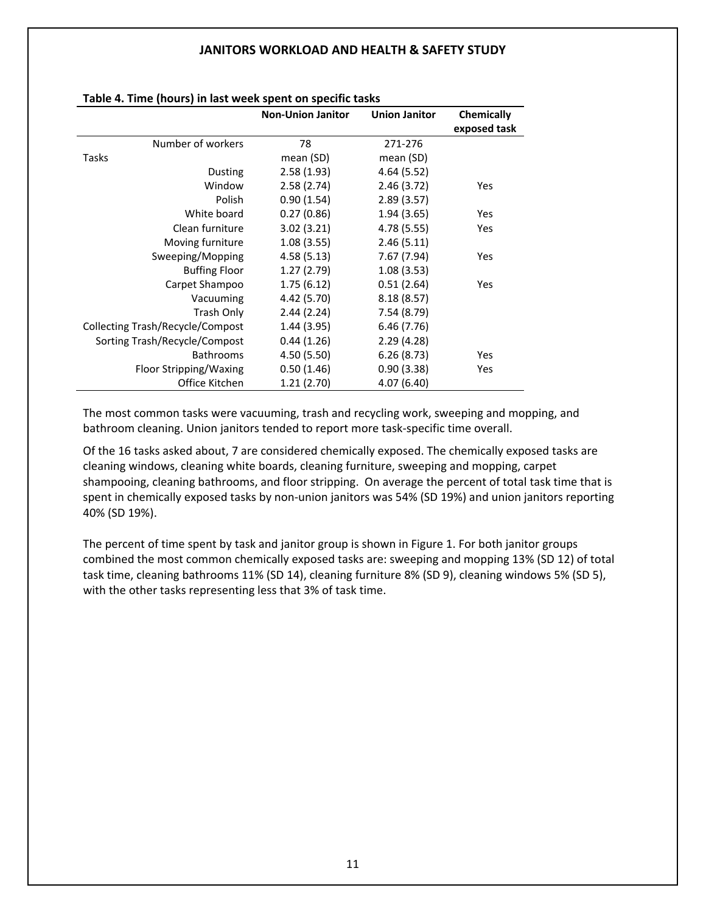**Table 4. Time (hours) in last week spent on specific tasks**

| | Non-Union Janitor | Union Janitor | Chemically exposed task |
|---|---|---|---|
| Number of workers | 78 | 271-276 | |
| Tasks | mean (SD) | mean (SD) | |
| Dusting | 2.58 (1.93) | 4.64 (5.52) | |
| Window | 2.58 (2.74) | 2.46 (3.72) | Yes |
| Polish | 0.90 (1.54) | 2.89 (3.57) | |
| White board | 0.27 (0.86) | 1.94 (3.65) | Yes |
| Clean furniture | 3.02 (3.21) | 4.78 (5.55) | Yes |
| Moving furniture | 1.08 (3.55) | 2.46 (5.11) | |
| Sweeping/Mopping | 4.58 (5.13) | 7.67 (7.94) | Yes |
| Buffing Floor | 1.27 (2.79) | 1.08 (3.53) | |
| Carpet Shampoo | 1.75 (6.12) | 0.51 (2.64) | Yes |
| Vacuuming | 4.42 (5.70) | 8.18 (8.57) | |
| Trash Only | 2.44 (2.24) | 7.54 (8.79) | |
| Collecting Trash/Recycle/Compost | 1.44 (3.95) | 6.46 (7.76) | |
| Sorting Trash/Recycle/Compost | 0.44 (1.26) | 2.29 (4.28) | |
| Bathrooms | 4.50 (5.50) | 6.26 (8.73) | Yes |
| Floor Stripping/Waxing | 0.50 (1.46) | 0.90 (3.38) | Yes |
| Office Kitchen | 1.21 (2.70) | 4.07 (6.40) | |

The most common tasks were vacuuming, trash and recycling work, sweeping and mopping, and bathroom cleaning. Union janitors tended to report more task-specific time overall.

Of the 16 tasks asked about, 7 are considered chemically exposed. The chemically exposed tasks are cleaning windows, cleaning white boards, cleaning furniture, sweeping and mopping, carpet shampooing, cleaning bathrooms, and floor stripping. On average the percent of total task time that is spent in chemically exposed tasks by non-union janitors was 54% (SD 19%) and union janitors reporting 40% (SD 19%).

The percent of time spent by task and janitor group is shown in Figure 1. For both janitor groups combined the most common chemically exposed tasks are: sweeping and mopping 13% (SD 12) of total task time, cleaning bathrooms 11% (SD 14), cleaning furniture 8% (SD 9), cleaning windows 5% (SD 5), with the other tasks representing less that 3% of task time.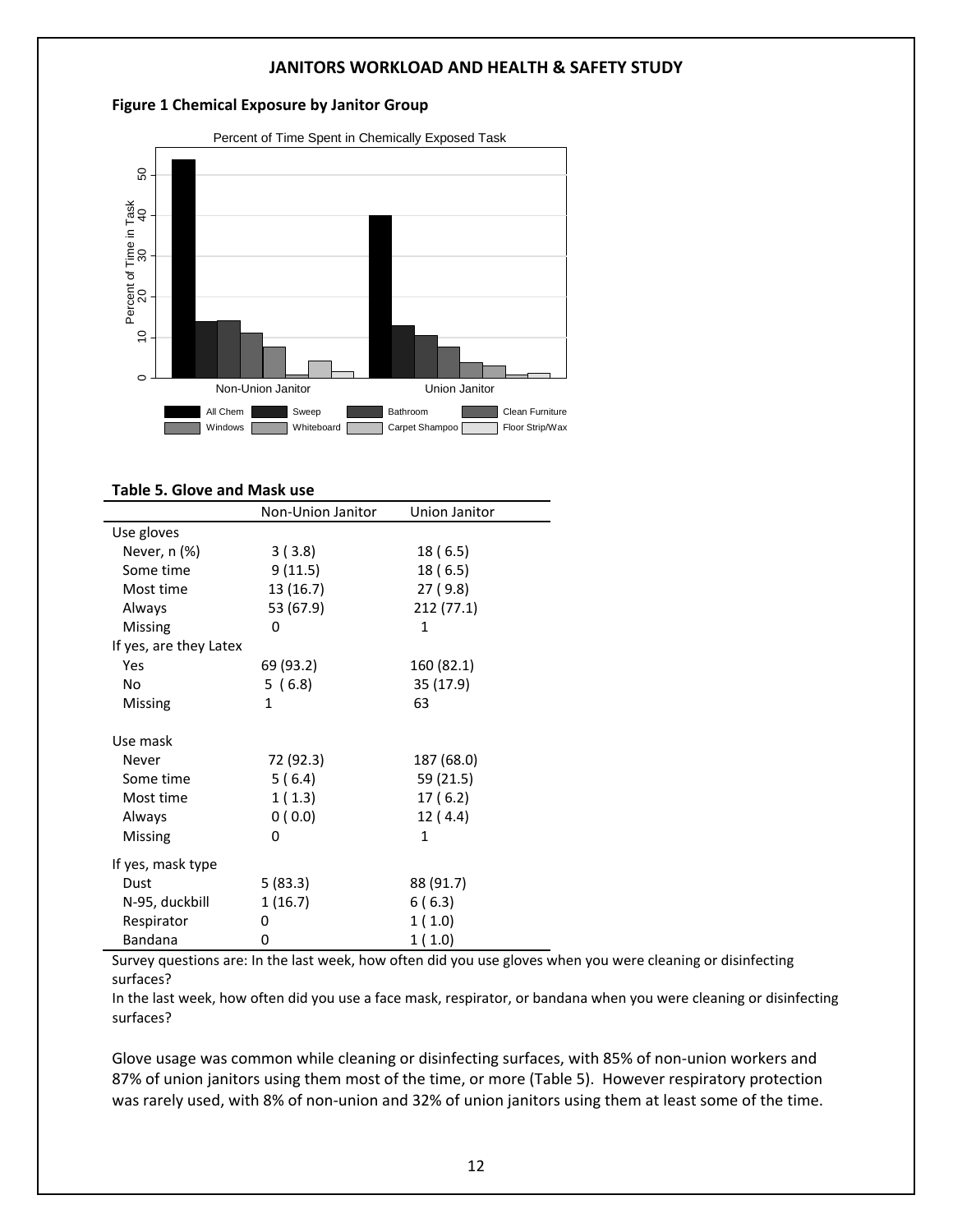## JANITORS WORKLOAD AND HEALTH & SAFETY STUDY

**Figure 1 Chemical Exposure by Janitor Group**

Percent of Time Spent in Chemically Exposed Task

**Table 5. Glove and Mask use**

| | Non-Union Janitor | Union Janitor |
|---|---|---|
| Use gloves | | |
| Never, n (%) | 3 ( 3.8) | 18 ( 6.5) |
| Some time | 9 (11.5) | 18 ( 6.5) |
| Most time | 13 (16.7) | 27 ( 9.8) |
| Always | 53 (67.9) | 212 (77.1) |
| Missing | 0 | 1 |
| If yes, are they Latex | | |
| Yes | 69 (93.2) | 160 (82.1) |
| No | 5 ( 6.8) | 35 (17.9) |
| Missing | 1 | 63 |
| Use mask | | |
| Never | 72 (92.3) | 187 (68.0) |
| Some time | 5 ( 6.4) | 59 (21.5) |
| Most time | 1 ( 1.3) | 17 ( 6.2) |
| Always | 0 ( 0.0) | 12 ( 4.4) |
| Missing | 0 | 1 |
| If yes, mask type | | |
| Dust | 5 (83.3) | 88 (91.7) |
| N-95, duckbill | 1 (16.7) | 6 ( 6.3) |
| Respirator | 0 | 1 ( 1.0) |
| Bandana | 0 | 1 ( 1.0) |

Survey questions are: In the last week, how often did you use gloves when you were cleaning or disinfecting surfaces?

In the last week, how often did you use a face mask, respirator, or bandana when you were cleaning or disinfecting surfaces?

Glove usage was common while cleaning or disinfecting surfaces, with 85% of non-union workers and 87% of union janitors using them most of the time, or more (Table 5). However respiratory protection was rarely used, with 8% of non-union and 32% of union janitors using them at least some of the time.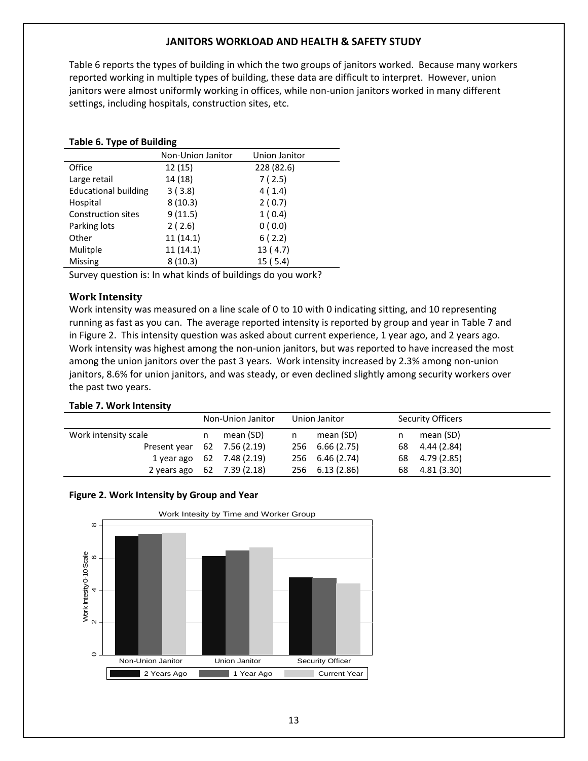Table 6 reports the types of building in which the two groups of janitors worked. Because many workers reported working in multiple types of building, these data are difficult to interpret. However, union janitors were almost uniformly working in offices, while non-union janitors worked in many different settings, including hospitals, construction sites, etc.

**Table 6. Type of Building**

| | Non-Union Janitor | Union Janitor |
|---|---|---|
| Office | 12 (15) | 228 (82.6) |
| Large retail | 14 (18) | 7 ( 2.5) |
| Educational building | 3 ( 3.8) | 4 ( 1.4) |
| Hospital | 8 (10.3) | 2 ( 0.7) |
| Construction sites | 9 (11.5) | 1 ( 0.4) |
| Parking lots | 2 ( 2.6) | 0 ( 0.0) |
| Other | 11 (14.1) | 6 ( 2.2) |
| Mulitple | 11 (14.1) | 13 ( 4.7) |
| Missing | 8 (10.3) | 15 ( 5.4) |

Survey question is: In what kinds of buildings do you work?

### Work Intensity

Work intensity was measured on a line scale of 0 to 10 with 0 indicating sitting, and 10 representing running as fast as you can. The average reported intensity is reported by group and year in Table 7 and in Figure 2. This intensity question was asked about current experience, 1 year ago, and 2 years ago. Work intensity was highest among the non-union janitors, but was reported to have increased the most among the union janitors over the past 3 years. Work intensity increased by 2.3% among non-union janitors, 8.6% for union janitors, and was steady, or even declined slightly among security workers over the past two years.

**Table 7. Work Intensity**

| | Non-Union Janitor | | Union Janitor | | Security Officers | |
|---|---|---|---|---|---|---|
| Work intensity scale | n | mean (SD) | n | mean (SD) | n | mean (SD) |
| Present year | 62 | 7.56 (2.19) | 256 | 6.66 (2.75) | 68 | 4.44 (2.84) |
| 1 year ago | 62 | 7.48 (2.19) | 256 | 6.46 (2.74) | 68 | 4.79 (2.85) |
| 2 years ago | 62 | 7.39 (2.18) | 256 | 6.13 (2.86) | 68 | 4.81 (3.30) |

**Figure 2. Work Intensity by Group and Year**

Work Intesity by Time and Worker Group

| Work Intesity 0-10 Scale | 2 Years Ago | 1 Year Ago | Current Year |
|---|---|---|---|
| Non-Union Janitor | 7.39 | 7.48 | 7.56 |
| Union Janitor | 6.13 | 6.46 | 6.66 |
| Security Officer | 4.81 | 4.79 | 4.44 |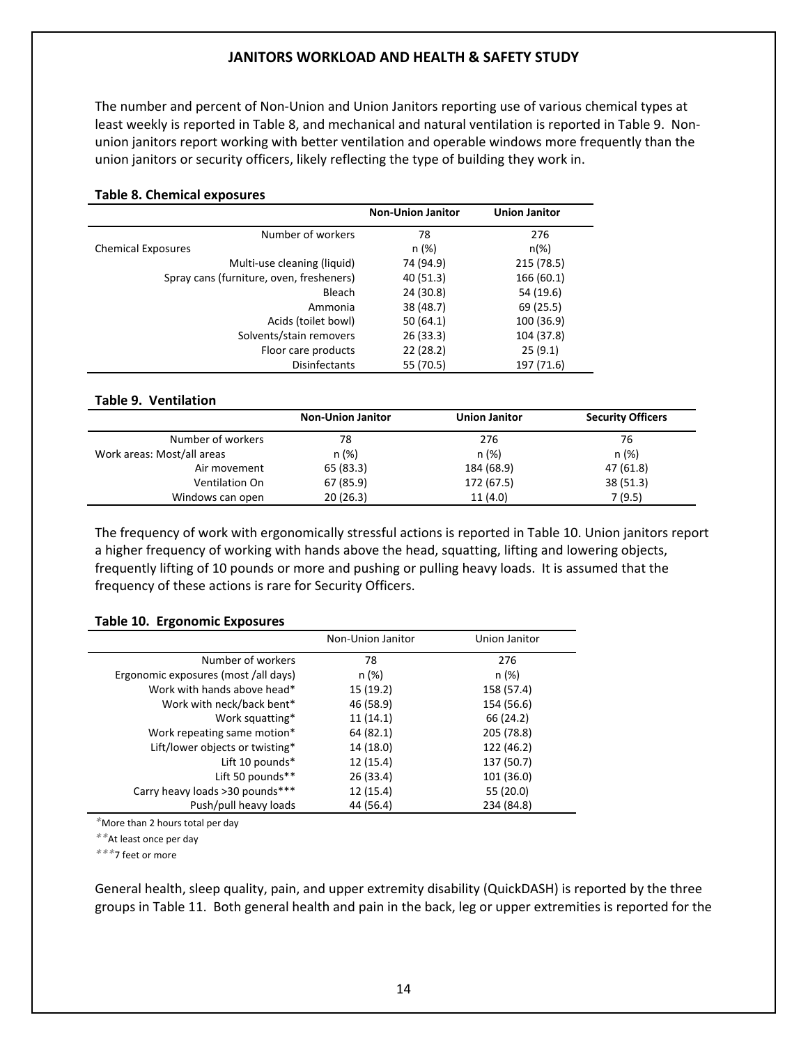The number and percent of Non-Union and Union Janitors reporting use of various chemical types at least weekly is reported in Table 8, and mechanical and natural ventilation is reported in Table 9. Non-union janitors report working with better ventilation and operable windows more frequently than the union janitors or security officers, likely reflecting the type of building they work in.

**Table 8. Chemical exposures**

| | Non-Union Janitor | Union Janitor |
|---|---|---|
| Number of workers | 78 | 276 |
| Chemical Exposures | n (%) | n(%) |
| Multi-use cleaning (liquid) | 74 (94.9) | 215 (78.5) |
| Spray cans (furniture, oven, fresheners) | 40 (51.3) | 166 (60.1) |
| Bleach | 24 (30.8) | 54 (19.6) |
| Ammonia | 38 (48.7) | 69 (25.5) |
| Acids (toilet bowl) | 50 (64.1) | 100 (36.9) |
| Solvents/stain removers | 26 (33.3) | 104 (37.8) |
| Floor care products | 22 (28.2) | 25 (9.1) |
| Disinfectants | 55 (70.5) | 197 (71.6) |

**Table 9. Ventilation**

| | Non-Union Janitor | Union Janitor | Security Officers |
|---|---|---|---|
| Number of workers | 78 | 276 | 76 |
| Work areas: Most/all areas | n (%) | n (%) | n (%) |
| Air movement | 65 (83.3) | 184 (68.9) | 47 (61.8) |
| Ventilation On | 67 (85.9) | 172 (67.5) | 38 (51.3) |
| Windows can open | 20 (26.3) | 11 (4.0) | 7 (9.5) |

The frequency of work with ergonomically stressful actions is reported in Table 10. Union janitors report a higher frequency of working with hands above the head, squatting, lifting and lowering objects, frequently lifting of 10 pounds or more and pushing or pulling heavy loads. It is assumed that the frequency of these actions is rare for Security Officers.

**Table 10. Ergonomic Exposures**

| | Non-Union Janitor | Union Janitor |
|---|---|---|
| Number of workers | 78 | 276 |
| Ergonomic exposures (most /all days) | n (%) | n (%) |
| Work with hands above head* | 15 (19.2) | 158 (57.4) |
| Work with neck/back bent* | 46 (58.9) | 154 (56.6) |
| Work squatting* | 11 (14.1) | 66 (24.2) |
| Work repeating same motion* | 64 (82.1) | 205 (78.8) |
| Lift/lower objects or twisting* | 14 (18.0) | 122 (46.2) |
| Lift 10 pounds* | 12 (15.4) | 137 (50.7) |
| Lift 50 pounds** | 26 (33.4) | 101 (36.0) |
| Carry heavy loads >30 pounds*** | 12 (15.4) | 55 (20.0) |
| Push/pull heavy loads | 44 (56.4) | 234 (84.8) |

*More than 2 hours total per day

**At least once per day

***7 feet or more

General health, sleep quality, pain, and upper extremity disability (QuickDASH) is reported by the three groups in Table 11. Both general health and pain in the back, leg or upper extremities is reported for the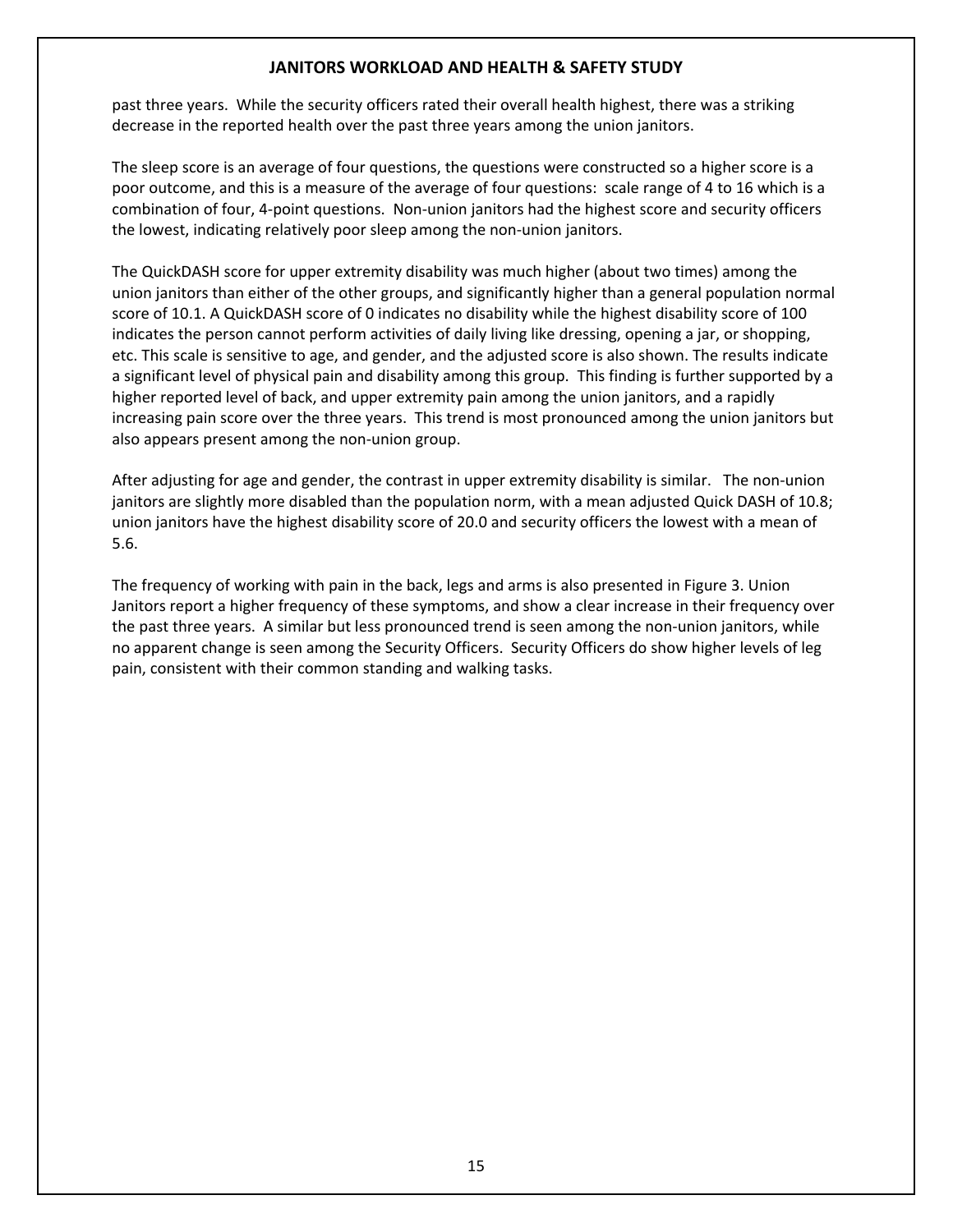past three years. While the security officers rated their overall health highest, there was a striking decrease in the reported health over the past three years among the union janitors.

The sleep score is an average of four questions, the questions were constructed so a higher score is a poor outcome, and this is a measure of the average of four questions: scale range of 4 to 16 which is a combination of four, 4-point questions. Non-union janitors had the highest score and security officers the lowest, indicating relatively poor sleep among the non-union janitors.

The QuickDASH score for upper extremity disability was much higher (about two times) among the union janitors than either of the other groups, and significantly higher than a general population normal score of 10.1. A QuickDASH score of 0 indicates no disability while the highest disability score of 100 indicates the person cannot perform activities of daily living like dressing, opening a jar, or shopping, etc. This scale is sensitive to age, and gender, and the adjusted score is also shown. The results indicate a significant level of physical pain and disability among this group. This finding is further supported by a higher reported level of back, and upper extremity pain among the union janitors, and a rapidly increasing pain score over the three years. This trend is most pronounced among the union janitors but also appears present among the non-union group.

After adjusting for age and gender, the contrast in upper extremity disability is similar. The non-union janitors are slightly more disabled than the population norm, with a mean adjusted Quick DASH of 10.8; union janitors have the highest disability score of 20.0 and security officers the lowest with a mean of 5.6.

The frequency of working with pain in the back, legs and arms is also presented in Figure 3. Union Janitors report a higher frequency of these symptoms, and show a clear increase in their frequency over the past three years. A similar but less pronounced trend is seen among the non-union janitors, while no apparent change is seen among the Security Officers. Security Officers do show higher levels of leg pain, consistent with their common standing and walking tasks.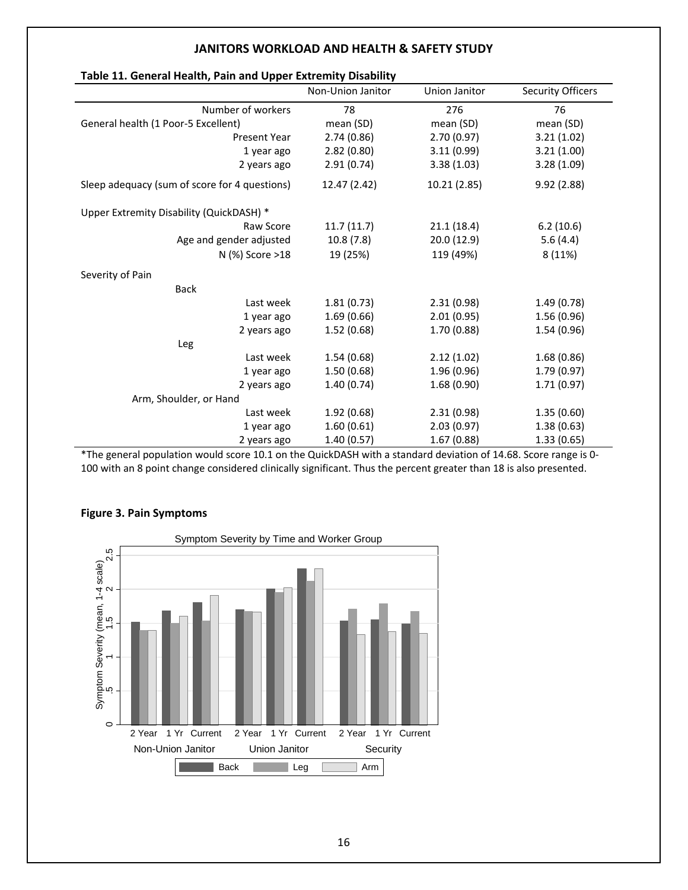### Table 11. General Health, Pain and Upper Extremity Disability

| | Non-Union Janitor | Union Janitor | Security Officers |
|---|---|---|---|
| Number of workers | 78 | 276 | 76 |
| General health (1 Poor-5 Excellent) | mean (SD) | mean (SD) | mean (SD) |
| Present Year | 2.74 (0.86) | 2.70 (0.97) | 3.21 (1.02) |
| 1 year ago | 2.82 (0.80) | 3.11 (0.99) | 3.21 (1.00) |
| 2 years ago | 2.91 (0.74) | 3.38 (1.03) | 3.28 (1.09) |
| Sleep adequacy (sum of score for 4 questions) | 12.47 (2.42) | 10.21 (2.85) | 9.92 (2.88) |
| Upper Extremity Disability (QuickDASH) * | | | |
| Raw Score | 11.7 (11.7) | 21.1 (18.4) | 6.2 (10.6) |
| Age and gender adjusted | 10.8 (7.8) | 20.0 (12.9) | 5.6 (4.4) |
| N (%) Score >18 | 19 (25%) | 119 (49%) | 8 (11%) |
| Severity of Pain | | | |
| Back | | | |
| Last week | 1.81 (0.73) | 2.31 (0.98) | 1.49 (0.78) |
| 1 year ago | 1.69 (0.66) | 2.01 (0.95) | 1.56 (0.96) |
| 2 years ago | 1.52 (0.68) | 1.70 (0.88) | 1.54 (0.96) |
| Leg | | | |
| Last week | 1.54 (0.68) | 2.12 (1.02) | 1.68 (0.86) |
| 1 year ago | 1.50 (0.68) | 1.96 (0.96) | 1.79 (0.97) |
| 2 years ago | 1.40 (0.74) | 1.68 (0.90) | 1.71 (0.97) |
| Arm, Shoulder, or Hand | | | |
| Last week | 1.92 (0.68) | 2.31 (0.98) | 1.35 (0.60) |
| 1 year ago | 1.60 (0.61) | 2.03 (0.97) | 1.38 (0.63) |
| 2 years ago | 1.40 (0.57) | 1.67 (0.88) | 1.33 (0.65) |

*The general population would score 10.1 on the QuickDASH with a standard deviation of 14.68. Score range is 0-100 with an 8 point change considered clinically significant. Thus the percent greater than 18 is also presented.

### Figure 3. Pain Symptoms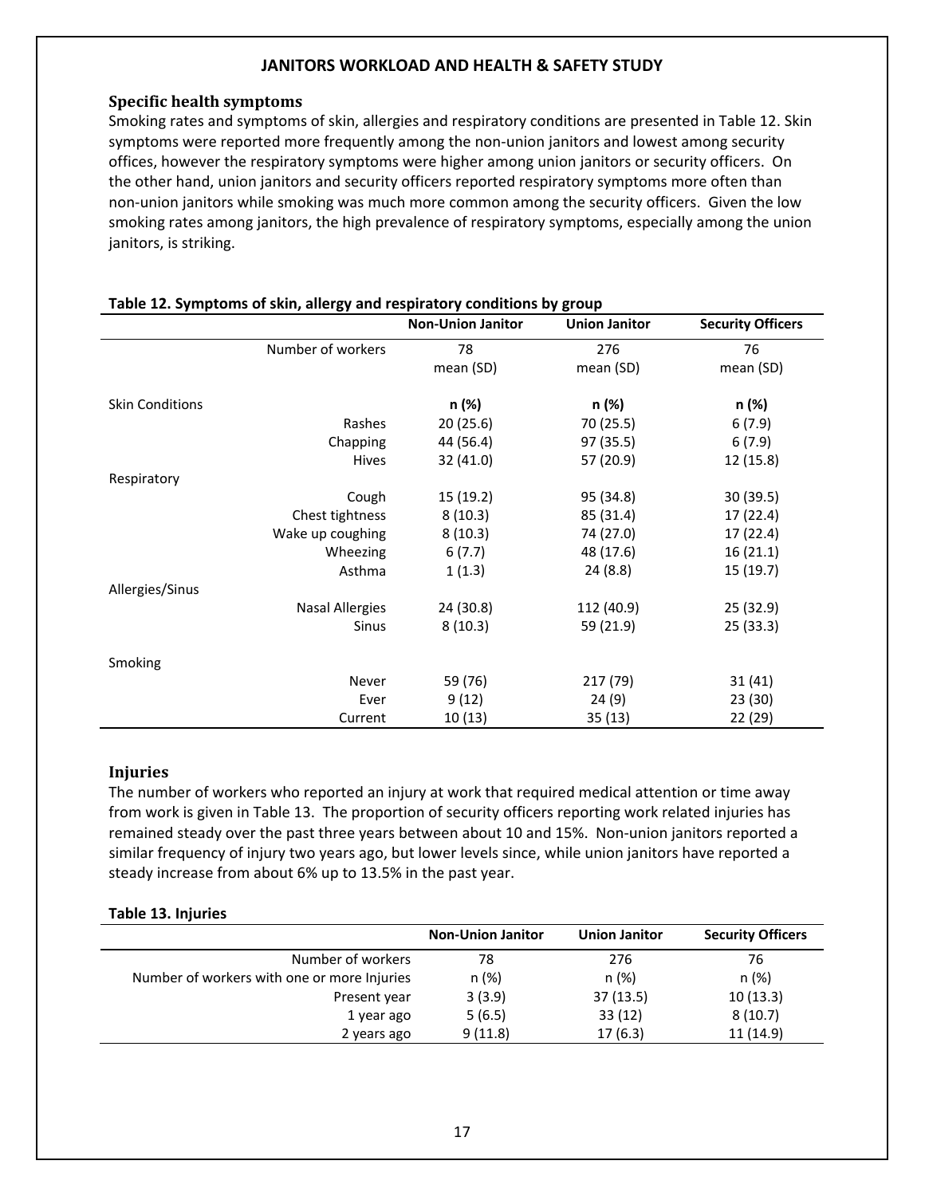## Specific health symptoms

Smoking rates and symptoms of skin, allergies and respiratory conditions are presented in Table 12. Skin symptoms were reported more frequently among the non-union janitors and lowest among security offices, however the respiratory symptoms were higher among union janitors or security officers. On the other hand, union janitors and security officers reported respiratory symptoms more often than non-union janitors while smoking was much more common among the security officers. Given the low smoking rates among janitors, the high prevalence of respiratory symptoms, especially among the union janitors, is striking.

**Table 12. Symptoms of skin, allergy and respiratory conditions by group**

| | | Non-Union Janitor | Union Janitor | Security Officers |
|---|---|---|---|---|
| | Number of workers | 78 | 276 | 76 |
| | | mean (SD) | mean (SD) | mean (SD) |
| Skin Conditions | | **n (%)** | **n (%)** | **n (%)** |
| | Rashes | 20 (25.6) | 70 (25.5) | 6 (7.9) |
| | Chapping | 44 (56.4) | 97 (35.5) | 6 (7.9) |
| | Hives | 32 (41.0) | 57 (20.9) | 12 (15.8) |
| Respiratory | | | | |
| | Cough | 15 (19.2) | 95 (34.8) | 30 (39.5) |
| | Chest tightness | 8 (10.3) | 85 (31.4) | 17 (22.4) |
| | Wake up coughing | 8 (10.3) | 74 (27.0) | 17 (22.4) |
| | Wheezing | 6 (7.7) | 48 (17.6) | 16 (21.1) |
| | Asthma | 1 (1.3) | 24 (8.8) | 15 (19.7) |
| Allergies/Sinus | | | | |
| | Nasal Allergies | 24 (30.8) | 112 (40.9) | 25 (32.9) |
| | Sinus | 8 (10.3) | 59 (21.9) | 25 (33.3) |
| Smoking | | | | |
| | Never | 59 (76) | 217 (79) | 31 (41) |
| | Ever | 9 (12) | 24 (9) | 23 (30) |
| | Current | 10 (13) | 35 (13) | 22 (29) |

## Injuries

The number of workers who reported an injury at work that required medical attention or time away from work is given in Table 13. The proportion of security officers reporting work related injuries has remained steady over the past three years between about 10 and 15%. Non-union janitors reported a similar frequency of injury two years ago, but lower levels since, while union janitors have reported a steady increase from about 6% up to 13.5% in the past year.

**Table 13. Injuries**

| | Non-Union Janitor | Union Janitor | Security Officers |
|---|---|---|---|
| Number of workers | 78 | 276 | 76 |
| Number of workers with one or more Injuries | n (%) | n (%) | n (%) |
| Present year | 3 (3.9) | 37 (13.5) | 10 (13.3) |
| 1 year ago | 5 (6.5) | 33 (12) | 8 (10.7) |
| 2 years ago | 9 (11.8) | 17 (6.3) | 11 (14.9) |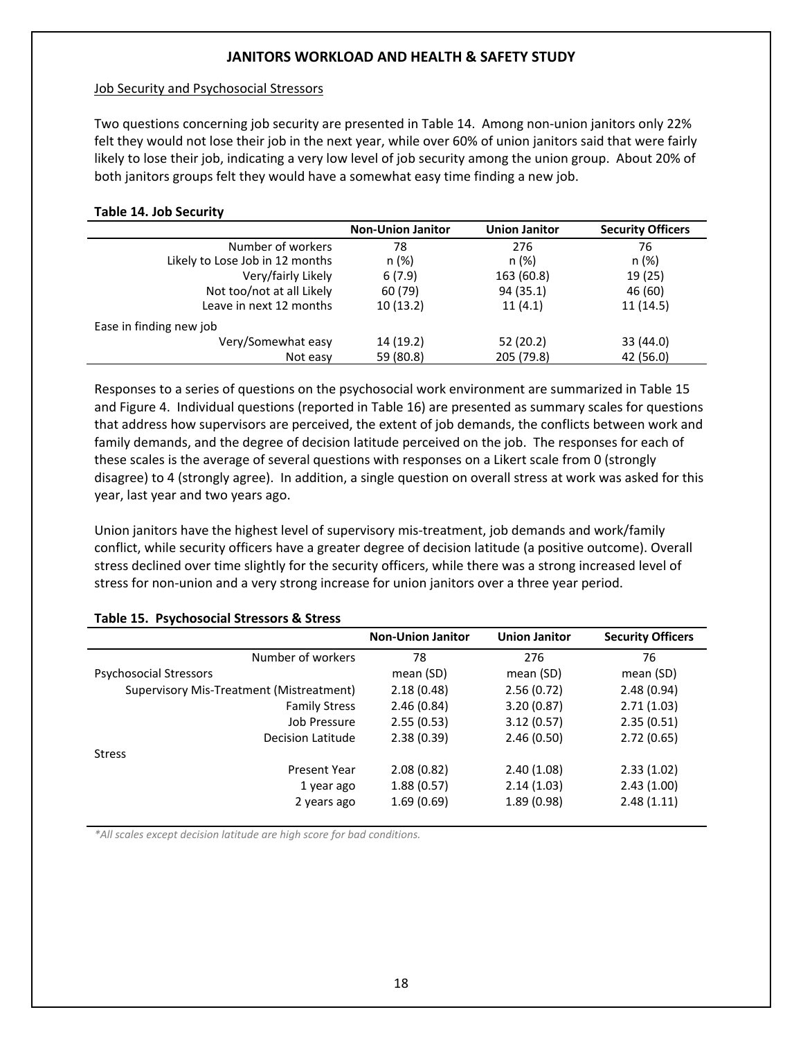Job Security and Psychosocial Stressors

Two questions concerning job security are presented in Table 14. Among non-union janitors only 22% felt they would not lose their job in the next year, while over 60% of union janitors said that were fairly likely to lose their job, indicating a very low level of job security among the union group. About 20% of both janitors groups felt they would have a somewhat easy time finding a new job.

**Table 14. Job Security**

| | Non-Union Janitor | Union Janitor | Security Officers |
|---|---|---|---|
| Number of workers | 78 | 276 | 76 |
| Likely to Lose Job in 12 months | n (%) | n (%) | n (%) |
| Very/fairly Likely | 6 (7.9) | 163 (60.8) | 19 (25) |
| Not too/not at all Likely | 60 (79) | 94 (35.1) | 46 (60) |
| Leave in next 12 months | 10 (13.2) | 11 (4.1) | 11 (14.5) |
| Ease in finding new job | | | |
| Very/Somewhat easy | 14 (19.2) | 52 (20.2) | 33 (44.0) |
| Not easy | 59 (80.8) | 205 (79.8) | 42 (56.0) |

Responses to a series of questions on the psychosocial work environment are summarized in Table 15 and Figure 4. Individual questions (reported in Table 16) are presented as summary scales for questions that address how supervisors are perceived, the extent of job demands, the conflicts between work and family demands, and the degree of decision latitude perceived on the job. The responses for each of these scales is the average of several questions with responses on a Likert scale from 0 (strongly disagree) to 4 (strongly agree). In addition, a single question on overall stress at work was asked for this year, last year and two years ago.

Union janitors have the highest level of supervisory mis-treatment, job demands and work/family conflict, while security officers have a greater degree of decision latitude (a positive outcome). Overall stress declined over time slightly for the security officers, while there was a strong increased level of stress for non-union and a very strong increase for union janitors over a three year period.

**Table 15. Psychosocial Stressors & Stress**

| | Non-Union Janitor | Union Janitor | Security Officers |
|---|---|---|---|
| Number of workers | 78 | 276 | 76 |
| Psychosocial Stressors | mean (SD) | mean (SD) | mean (SD) |
| Supervisory Mis-Treatment (Mistreatment) | 2.18 (0.48) | 2.56 (0.72) | 2.48 (0.94) |
| Family Stress | 2.46 (0.84) | 3.20 (0.87) | 2.71 (1.03) |
| Job Pressure | 2.55 (0.53) | 3.12 (0.57) | 2.35 (0.51) |
| Decision Latitude | 2.38 (0.39) | 2.46 (0.50) | 2.72 (0.65) |
| Stress | | | |
| Present Year | 2.08 (0.82) | 2.40 (1.08) | 2.33 (1.02) |
| 1 year ago | 1.88 (0.57) | 2.14 (1.03) | 2.43 (1.00) |
| 2 years ago | 1.69 (0.69) | 1.89 (0.98) | 2.48 (1.11) |

*\*All scales except decision latitude are high score for bad conditions.*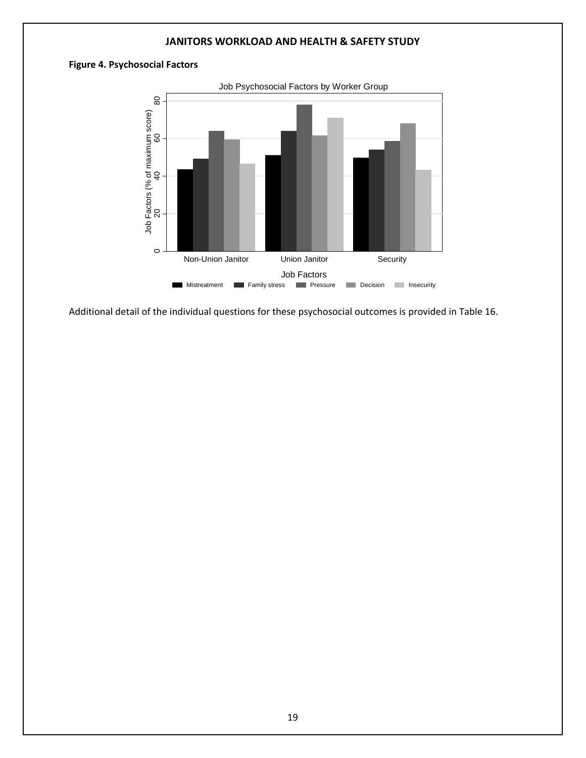**Figure 4. Psychosocial Factors**

Additional detail of the individual questions for these psychosocial outcomes is provided in Table 16.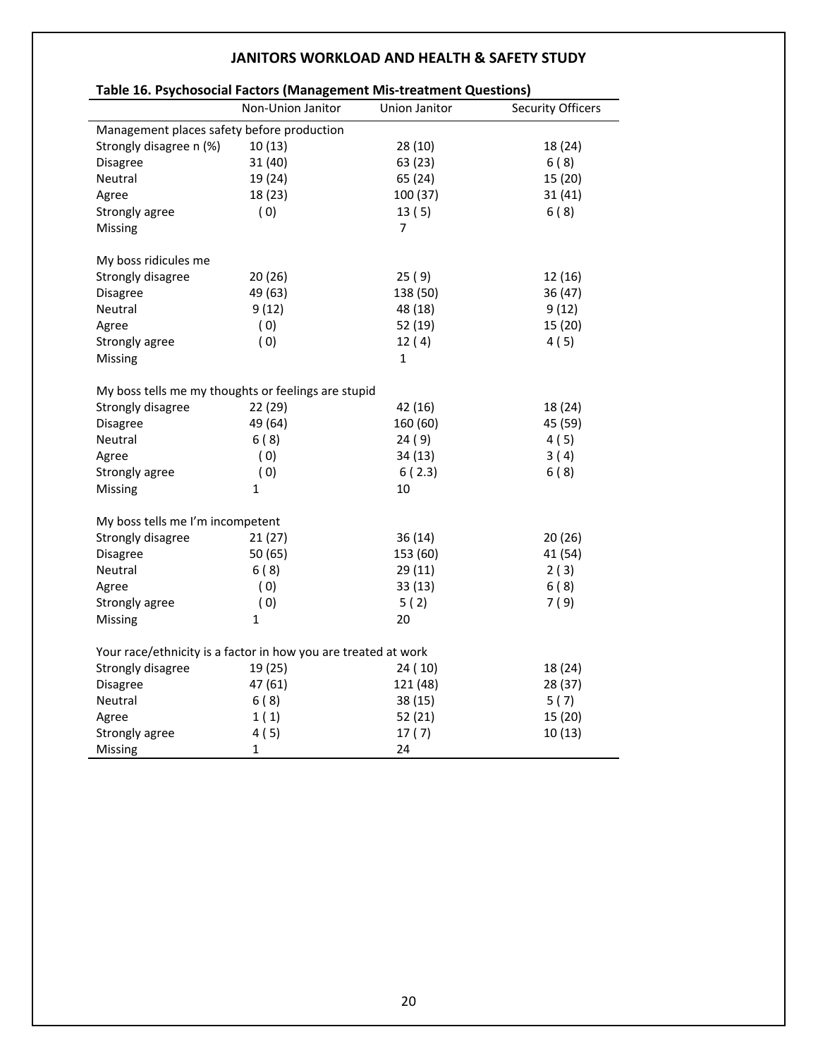# JANITORS WORKLOAD AND HEALTH & SAFETY STUDY

**Table 16. Psychosocial Factors (Management Mis-treatment Questions)**

| | Non-Union Janitor | Union Janitor | Security Officers |
|---|---|---|---|
| Management places safety before production | | | |
| Strongly disagree n (%) | 10 (13) | 28 (10) | 18 (24) |
| Disagree | 31 (40) | 63 (23) | 6 ( 8) |
| Neutral | 19 (24) | 65 (24) | 15 (20) |
| Agree | 18 (23) | 100 (37) | 31 (41) |
| Strongly agree | ( 0) | 13 ( 5) | 6 ( 8) |
| Missing | | 7 | |
| My boss ridicules me | | | |
| Strongly disagree | 20 (26) | 25 ( 9) | 12 (16) |
| Disagree | 49 (63) | 138 (50) | 36 (47) |
| Neutral | 9 (12) | 48 (18) | 9 (12) |
| Agree | ( 0) | 52 (19) | 15 (20) |
| Strongly agree | ( 0) | 12 ( 4) | 4 ( 5) |
| Missing | | 1 | |
| My boss tells me my thoughts or feelings are stupid | | | |
| Strongly disagree | 22 (29) | 42 (16) | 18 (24) |
| Disagree | 49 (64) | 160 (60) | 45 (59) |
| Neutral | 6 ( 8) | 24 ( 9) | 4 ( 5) |
| Agree | ( 0) | 34 (13) | 3 ( 4) |
| Strongly agree | ( 0) | 6 ( 2.3) | 6 ( 8) |
| Missing | 1 | 10 | |
| My boss tells me I'm incompetent | | | |
| Strongly disagree | 21 (27) | 36 (14) | 20 (26) |
| Disagree | 50 (65) | 153 (60) | 41 (54) |
| Neutral | 6 ( 8) | 29 (11) | 2 ( 3) |
| Agree | ( 0) | 33 (13) | 6 ( 8) |
| Strongly agree | ( 0) | 5 ( 2) | 7 ( 9) |
| Missing | 1 | 20 | |
| Your race/ethnicity is a factor in how you are treated at work | | | |
| Strongly disagree | 19 (25) | 24 ( 10) | 18 (24) |
| Disagree | 47 (61) | 121 (48) | 28 (37) |
| Neutral | 6 ( 8) | 38 (15) | 5 ( 7) |
| Agree | 1 ( 1) | 52 (21) | 15 (20) |
| Strongly agree | 4 ( 5) | 17 ( 7) | 10 (13) |
| Missing | 1 | 24 | |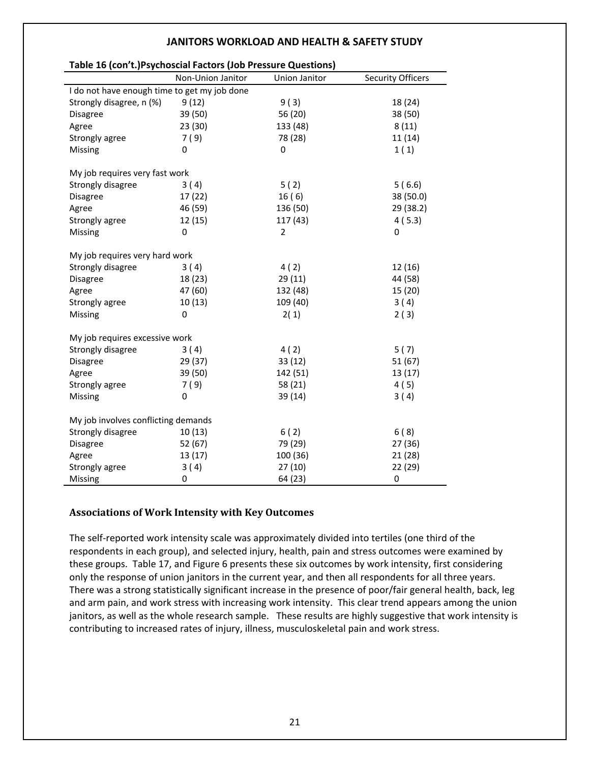**Table 16 (con't.)Psychoscial Factors (Job Pressure Questions)**

| | Non-Union Janitor | Union Janitor | Security Officers |
|---|---|---|---|
| I do not have enough time to get my job done | | | |
| Strongly disagree, n (%) | 9 (12) | 9 ( 3) | 18 (24) |
| Disagree | 39 (50) | 56 (20) | 38 (50) |
| Agree | 23 (30) | 133 (48) | 8 (11) |
| Strongly agree | 7 ( 9) | 78 (28) | 11 (14) |
| Missing | 0 | 0 | 1 ( 1) |
| My job requires very fast work | | | |
| Strongly disagree | 3 ( 4) | 5 ( 2) | 5 ( 6.6) |
| Disagree | 17 (22) | 16 ( 6) | 38 (50.0) |
| Agree | 46 (59) | 136 (50) | 29 (38.2) |
| Strongly agree | 12 (15) | 117 (43) | 4 ( 5.3) |
| Missing | 0 | 2 | 0 |
| My job requires very hard work | | | |
| Strongly disagree | 3 ( 4) | 4 ( 2) | 12 (16) |
| Disagree | 18 (23) | 29 (11) | 44 (58) |
| Agree | 47 (60) | 132 (48) | 15 (20) |
| Strongly agree | 10 (13) | 109 (40) | 3 ( 4) |
| Missing | 0 | 2( 1) | 2 ( 3) |
| My job requires excessive work | | | |
| Strongly disagree | 3 ( 4) | 4 ( 2) | 5 ( 7) |
| Disagree | 29 (37) | 33 (12) | 51 (67) |
| Agree | 39 (50) | 142 (51) | 13 (17) |
| Strongly agree | 7 ( 9) | 58 (21) | 4 ( 5) |
| Missing | 0 | 39 (14) | 3 ( 4) |
| My job involves conflicting demands | | | |
| Strongly disagree | 10 (13) | 6 ( 2) | 6 ( 8) |
| Disagree | 52 (67) | 79 (29) | 27 (36) |
| Agree | 13 (17) | 100 (36) | 21 (28) |
| Strongly agree | 3 ( 4) | 27 (10) | 22 (29) |
| Missing | 0 | 64 (23) | 0 |

### Associations of Work Intensity with Key Outcomes

The self-reported work intensity scale was approximately divided into tertiles (one third of the respondents in each group), and selected injury, health, pain and stress outcomes were examined by these groups. Table 17, and Figure 6 presents these six outcomes by work intensity, first considering only the response of union janitors in the current year, and then all respondents for all three years. There was a strong statistically significant increase in the presence of poor/fair general health, back, leg and arm pain, and work stress with increasing work intensity. This clear trend appears among the union janitors, as well as the whole research sample. These results are highly suggestive that work intensity is contributing to increased rates of injury, illness, musculoskeletal pain and work stress.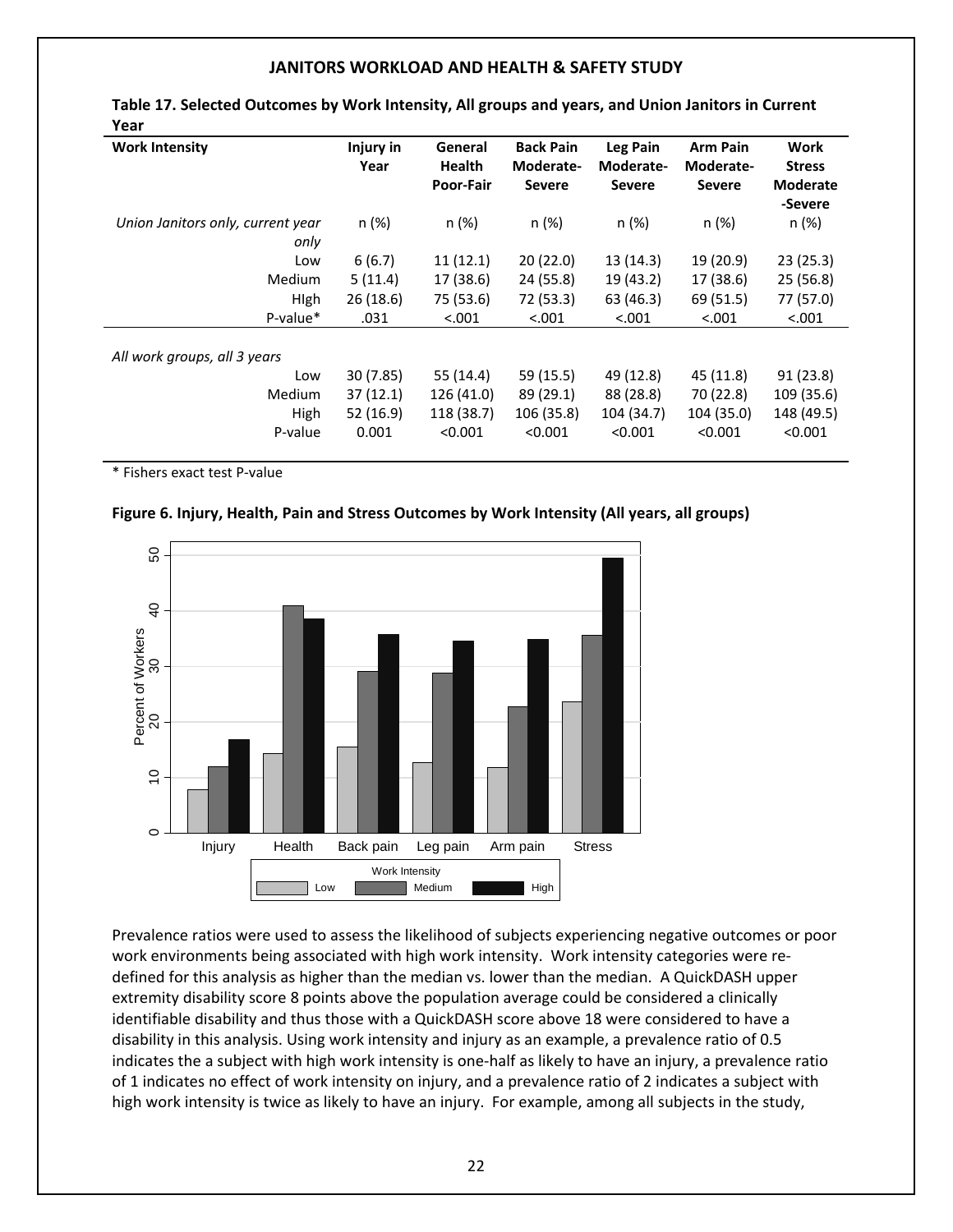# JANITORS WORKLOAD AND HEALTH & SAFETY STUDY

**Table 17. Selected Outcomes by Work Intensity, All groups and years, and Union Janitors in Current Year**

| Work Intensity | Injury in Year | General Health Poor-Fair | Back Pain Moderate-Severe | Leg Pain Moderate-Severe | Arm Pain Moderate-Severe | Work Stress Moderate-Severe |
|---|---|---|---|---|---|---|
| *Union Janitors only, current year only* | n (%) | n (%) | n (%) | n (%) | n (%) | n (%) |
| Low | 6 (6.7) | 11 (12.1) | 20 (22.0) | 13 (14.3) | 19 (20.9) | 23 (25.3) |
| Medium | 5 (11.4) | 17 (38.6) | 24 (55.8) | 19 (43.2) | 17 (38.6) | 25 (56.8) |
| HIgh | 26 (18.6) | 75 (53.6) | 72 (53.3) | 63 (46.3) | 69 (51.5) | 77 (57.0) |
| P-value* | .031 | <.001 | <.001 | <.001 | <.001 | <.001 |
| *All work groups, all 3 years* | | | | | | |
| Low | 30 (7.85) | 55 (14.4) | 59 (15.5) | 49 (12.8) | 45 (11.8) | 91 (23.8) |
| Medium | 37 (12.1) | 126 (41.0) | 89 (29.1) | 88 (28.8) | 70 (22.8) | 109 (35.6) |
| High | 52 (16.9) | 118 (38.7) | 106 (35.8) | 104 (34.7) | 104 (35.0) | 148 (49.5) |
| P-value | 0.001 | <0.001 | <0.001 | <0.001 | <0.001 | <0.001 |

\* Fishers exact test P-value

**Figure 6. Injury, Health, Pain and Stress Outcomes by Work Intensity (All years, all groups)**

Prevalence ratios were used to assess the likelihood of subjects experiencing negative outcomes or poor work environments being associated with high work intensity. Work intensity categories were re-defined for this analysis as higher than the median vs. lower than the median. A QuickDASH upper extremity disability score 8 points above the population average could be considered a clinically identifiable disability and thus those with a QuickDASH score above 18 were considered to have a disability in this analysis. Using work intensity and injury as an example, a prevalence ratio of 0.5 indicates the a subject with high work intensity is one-half as likely to have an injury, a prevalence ratio of 1 indicates no effect of work intensity on injury, and a prevalence ratio of 2 indicates a subject with high work intensity is twice as likely to have an injury. For example, among all subjects in the study,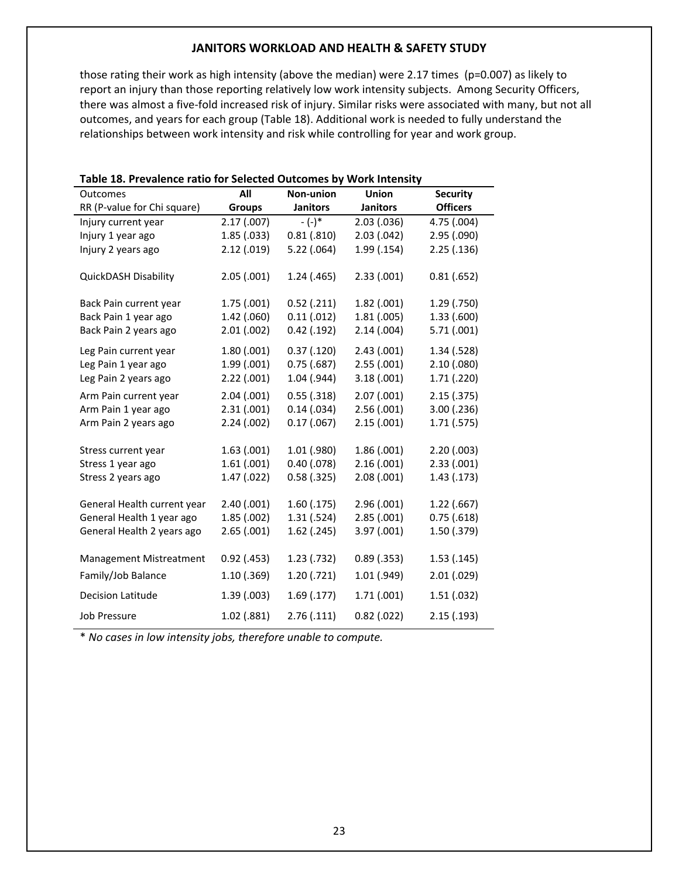those rating their work as high intensity (above the median) were 2.17 times (p=0.007) as likely to report an injury than those reporting relatively low work intensity subjects. Among Security Officers, there was almost a five-fold increased risk of injury. Similar risks were associated with many, but not all outcomes, and years for each group (Table 18). Additional work is needed to fully understand the relationships between work intensity and risk while controlling for year and work group.

**Table 18. Prevalence ratio for Selected Outcomes by Work Intensity**

| Outcomes<br>RR (P-value for Chi square) | All Groups | Non-union Janitors | Union Janitors | Security Officers |
|---|---|---|---|---|
| Injury current year | 2.17 (.007) | - (-)* | 2.03 (.036) | 4.75 (.004) |
| Injury 1 year ago | 1.85 (.033) | 0.81 (.810) | 2.03 (.042) | 2.95 (.090) |
| Injury 2 years ago | 2.12 (.019) | 5.22 (.064) | 1.99 (.154) | 2.25 (.136) |
| QuickDASH Disability | 2.05 (.001) | 1.24 (.465) | 2.33 (.001) | 0.81 (.652) |
| Back Pain current year | 1.75 (.001) | 0.52 (.211) | 1.82 (.001) | 1.29 (.750) |
| Back Pain 1 year ago | 1.42 (.060) | 0.11 (.012) | 1.81 (.005) | 1.33 (.600) |
| Back Pain 2 years ago | 2.01 (.002) | 0.42 (.192) | 2.14 (.004) | 5.71 (.001) |
| Leg Pain current year | 1.80 (.001) | 0.37 (.120) | 2.43 (.001) | 1.34 (.528) |
| Leg Pain 1 year ago | 1.99 (.001) | 0.75 (.687) | 2.55 (.001) | 2.10 (.080) |
| Leg Pain 2 years ago | 2.22 (.001) | 1.04 (.944) | 3.18 (.001) | 1.71 (.220) |
| Arm Pain current year | 2.04 (.001) | 0.55 (.318) | 2.07 (.001) | 2.15 (.375) |
| Arm Pain 1 year ago | 2.31 (.001) | 0.14 (.034) | 2.56 (.001) | 3.00 (.236) |
| Arm Pain 2 years ago | 2.24 (.002) | 0.17 (.067) | 2.15 (.001) | 1.71 (.575) |
| Stress current year | 1.63 (.001) | 1.01 (.980) | 1.86 (.001) | 2.20 (.003) |
| Stress 1 year ago | 1.61 (.001) | 0.40 (.078) | 2.16 (.001) | 2.33 (.001) |
| Stress 2 years ago | 1.47 (.022) | 0.58 (.325) | 2.08 (.001) | 1.43 (.173) |
| General Health current year | 2.40 (.001) | 1.60 (.175) | 2.96 (.001) | 1.22 (.667) |
| General Health 1 year ago | 1.85 (.002) | 1.31 (.524) | 2.85 (.001) | 0.75 (.618) |
| General Health 2 years ago | 2.65 (.001) | 1.62 (.245) | 3.97 (.001) | 1.50 (.379) |
| Management Mistreatment | 0.92 (.453) | 1.23 (.732) | 0.89 (.353) | 1.53 (.145) |
| Family/Job Balance | 1.10 (.369) | 1.20 (.721) | 1.01 (.949) | 2.01 (.029) |
| Decision Latitude | 1.39 (.003) | 1.69 (.177) | 1.71 (.001) | 1.51 (.032) |
| Job Pressure | 1.02 (.881) | 2.76 (.111) | 0.82 (.022) | 2.15 (.193) |

*\* No cases in low intensity jobs, therefore unable to compute.*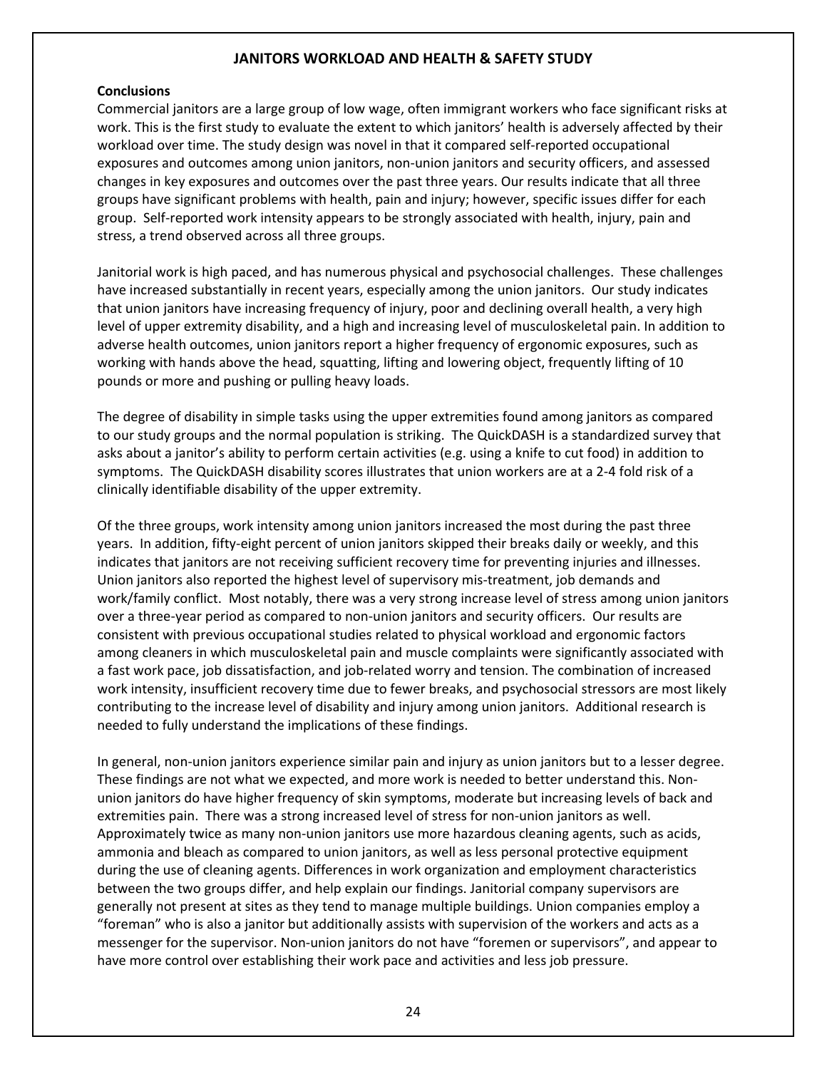## JANITORS WORKLOAD AND HEALTH & SAFETY STUDY

**Conclusions**

Commercial janitors are a large group of low wage, often immigrant workers who face significant risks at work. This is the first study to evaluate the extent to which janitors' health is adversely affected by their workload over time. The study design was novel in that it compared self-reported occupational exposures and outcomes among union janitors, non-union janitors and security officers, and assessed changes in key exposures and outcomes over the past three years. Our results indicate that all three groups have significant problems with health, pain and injury; however, specific issues differ for each group. Self-reported work intensity appears to be strongly associated with health, injury, pain and stress, a trend observed across all three groups.

Janitorial work is high paced, and has numerous physical and psychosocial challenges. These challenges have increased substantially in recent years, especially among the union janitors. Our study indicates that union janitors have increasing frequency of injury, poor and declining overall health, a very high level of upper extremity disability, and a high and increasing level of musculoskeletal pain. In addition to adverse health outcomes, union janitors report a higher frequency of ergonomic exposures, such as working with hands above the head, squatting, lifting and lowering object, frequently lifting of 10 pounds or more and pushing or pulling heavy loads.

The degree of disability in simple tasks using the upper extremities found among janitors as compared to our study groups and the normal population is striking. The QuickDASH is a standardized survey that asks about a janitor's ability to perform certain activities (e.g. using a knife to cut food) in addition to symptoms. The QuickDASH disability scores illustrates that union workers are at a 2-4 fold risk of a clinically identifiable disability of the upper extremity.

Of the three groups, work intensity among union janitors increased the most during the past three years. In addition, fifty-eight percent of union janitors skipped their breaks daily or weekly, and this indicates that janitors are not receiving sufficient recovery time for preventing injuries and illnesses. Union janitors also reported the highest level of supervisory mis-treatment, job demands and work/family conflict. Most notably, there was a very strong increase level of stress among union janitors over a three-year period as compared to non-union janitors and security officers. Our results are consistent with previous occupational studies related to physical workload and ergonomic factors among cleaners in which musculoskeletal pain and muscle complaints were significantly associated with a fast work pace, job dissatisfaction, and job-related worry and tension. The combination of increased work intensity, insufficient recovery time due to fewer breaks, and psychosocial stressors are most likely contributing to the increase level of disability and injury among union janitors. Additional research is needed to fully understand the implications of these findings.

In general, non-union janitors experience similar pain and injury as union janitors but to a lesser degree. These findings are not what we expected, and more work is needed to better understand this. Non-union janitors do have higher frequency of skin symptoms, moderate but increasing levels of back and extremities pain. There was a strong increased level of stress for non-union janitors as well. Approximately twice as many non-union janitors use more hazardous cleaning agents, such as acids, ammonia and bleach as compared to union janitors, as well as less personal protective equipment during the use of cleaning agents. Differences in work organization and employment characteristics between the two groups differ, and help explain our findings. Janitorial company supervisors are generally not present at sites as they tend to manage multiple buildings. Union companies employ a "foreman" who is also a janitor but additionally assists with supervision of the workers and acts as a messenger for the supervisor. Non-union janitors do not have "foremen or supervisors", and appear to have more control over establishing their work pace and activities and less job pressure.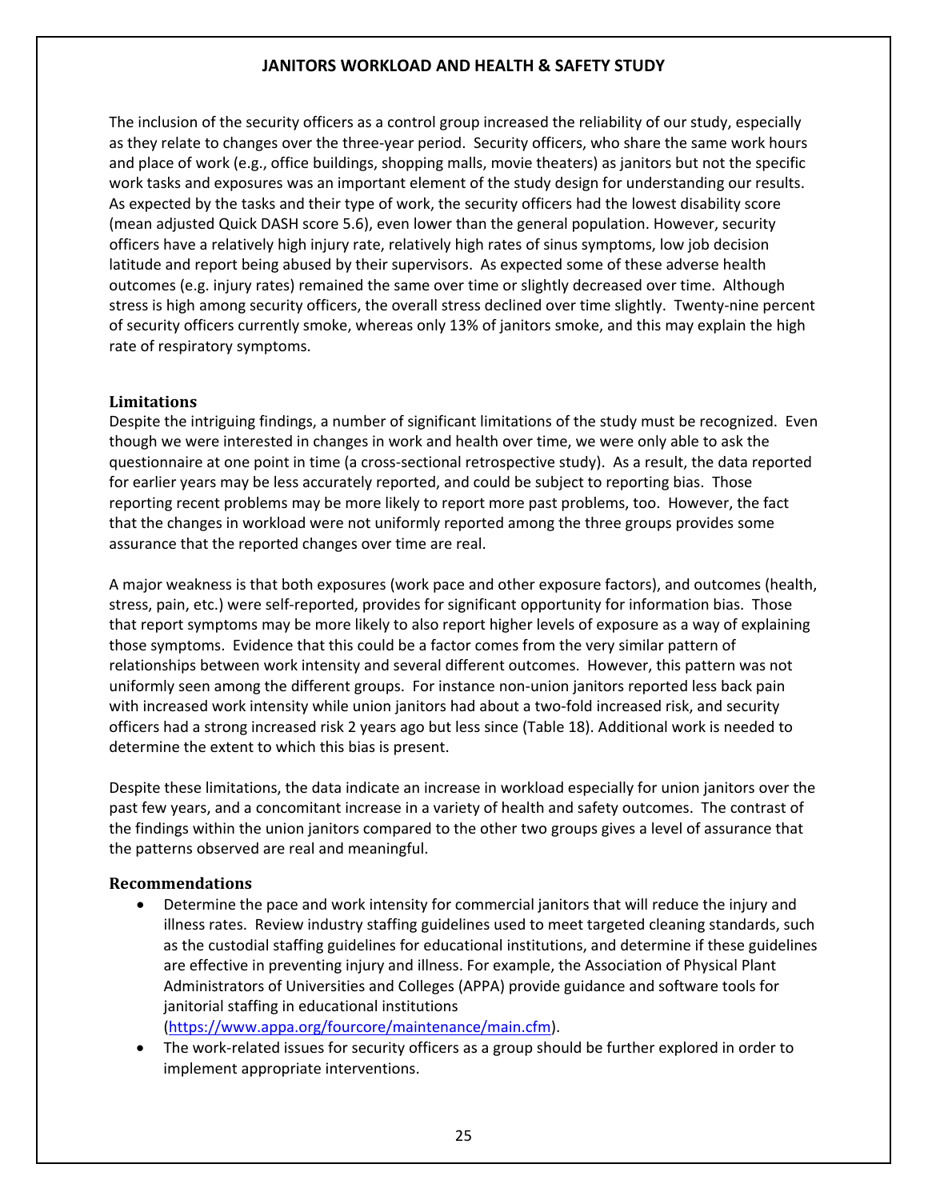The inclusion of the security officers as a control group increased the reliability of our study, especially as they relate to changes over the three-year period. Security officers, who share the same work hours and place of work (e.g., office buildings, shopping malls, movie theaters) as janitors but not the specific work tasks and exposures was an important element of the study design for understanding our results. As expected by the tasks and their type of work, the security officers had the lowest disability score (mean adjusted Quick DASH score 5.6), even lower than the general population. However, security officers have a relatively high injury rate, relatively high rates of sinus symptoms, low job decision latitude and report being abused by their supervisors. As expected some of these adverse health outcomes (e.g. injury rates) remained the same over time or slightly decreased over time. Although stress is high among security officers, the overall stress declined over time slightly. Twenty-nine percent of security officers currently smoke, whereas only 13% of janitors smoke, and this may explain the high rate of respiratory symptoms.

### Limitations

Despite the intriguing findings, a number of significant limitations of the study must be recognized. Even though we were interested in changes in work and health over time, we were only able to ask the questionnaire at one point in time (a cross-sectional retrospective study). As a result, the data reported for earlier years may be less accurately reported, and could be subject to reporting bias. Those reporting recent problems may be more likely to report more past problems, too. However, the fact that the changes in workload were not uniformly reported among the three groups provides some assurance that the reported changes over time are real.

A major weakness is that both exposures (work pace and other exposure factors), and outcomes (health, stress, pain, etc.) were self-reported, provides for significant opportunity for information bias. Those that report symptoms may be more likely to also report higher levels of exposure as a way of explaining those symptoms. Evidence that this could be a factor comes from the very similar pattern of relationships between work intensity and several different outcomes. However, this pattern was not uniformly seen among the different groups. For instance non-union janitors reported less back pain with increased work intensity while union janitors had about a two-fold increased risk, and security officers had a strong increased risk 2 years ago but less since (Table 18). Additional work is needed to determine the extent to which this bias is present.

Despite these limitations, the data indicate an increase in workload especially for union janitors over the past few years, and a concomitant increase in a variety of health and safety outcomes. The contrast of the findings within the union janitors compared to the other two groups gives a level of assurance that the patterns observed are real and meaningful.

### Recommendations

- Determine the pace and work intensity for commercial janitors that will reduce the injury and illness rates. Review industry staffing guidelines used to meet targeted cleaning standards, such as the custodial staffing guidelines for educational institutions, and determine if these guidelines are effective in preventing injury and illness. For example, the Association of Physical Plant Administrators of Universities and Colleges (APPA) provide guidance and software tools for janitorial staffing in educational institutions (https://www.appa.org/fourcore/maintenance/main.cfm).
- The work-related issues for security officers as a group should be further explored in order to implement appropriate interventions.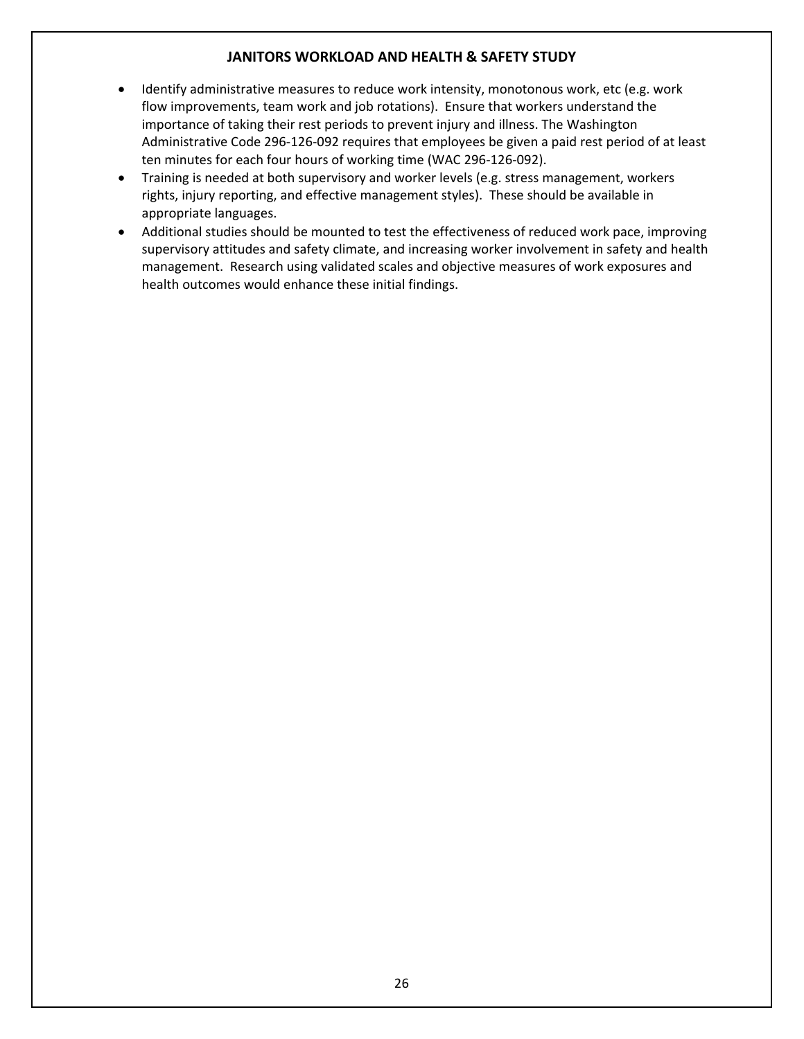- Identify administrative measures to reduce work intensity, monotonous work, etc (e.g. work flow improvements, team work and job rotations). Ensure that workers understand the importance of taking their rest periods to prevent injury and illness. The Washington Administrative Code 296-126-092 requires that employees be given a paid rest period of at least ten minutes for each four hours of working time (WAC 296-126-092).
- Training is needed at both supervisory and worker levels (e.g. stress management, workers rights, injury reporting, and effective management styles). These should be available in appropriate languages.
- Additional studies should be mounted to test the effectiveness of reduced work pace, improving supervisory attitudes and safety climate, and increasing worker involvement in safety and health management. Research using validated scales and objective measures of work exposures and health outcomes would enhance these initial findings.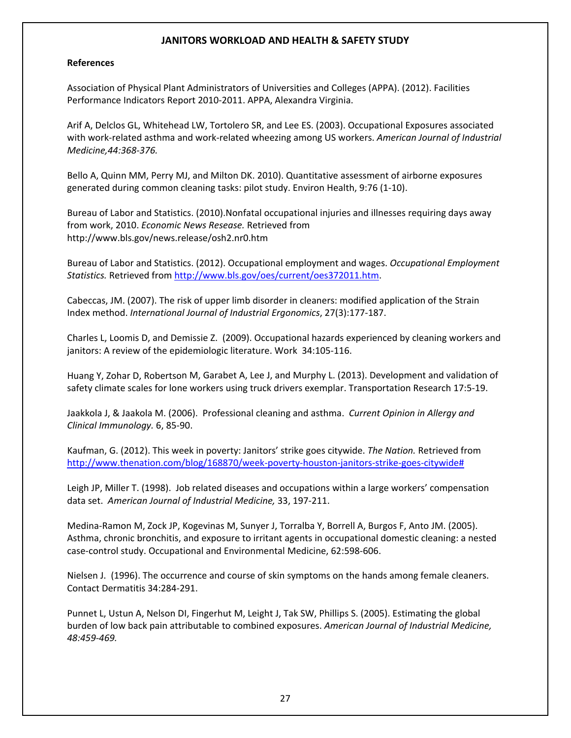**References**

Association of Physical Plant Administrators of Universities and Colleges (APPA). (2012). Facilities Performance Indicators Report 2010-2011. APPA, Alexandra Virginia.

Arif A, Delclos GL, Whitehead LW, Tortolero SR, and Lee ES. (2003). Occupational Exposures associated with work-related asthma and work-related wheezing among US workers. *American Journal of Industrial Medicine,44:368-376.*

Bello A, Quinn MM, Perry MJ, and Milton DK. 2010). Quantitative assessment of airborne exposures generated during common cleaning tasks: pilot study. Environ Health, 9:76 (1-10).

Bureau of Labor and Statistics. (2010).Nonfatal occupational injuries and illnesses requiring days away from work, 2010. *Economic News Resease.* Retrieved from http://www.bls.gov/news.release/osh2.nr0.htm

Bureau of Labor and Statistics. (2012). Occupational employment and wages. *Occupational Employment Statistics.* Retrieved from http://www.bls.gov/oes/current/oes372011.htm.

Cabeccas, JM. (2007). The risk of upper limb disorder in cleaners: modified application of the Strain Index method. *International Journal of Industrial Ergonomics*, 27(3):177-187.

Charles L, Loomis D, and Demissie Z. (2009). Occupational hazards experienced by cleaning workers and janitors: A review of the epidemiologic literature. Work 34:105-116.

Huang Y, Zohar D, Robertson M, Garabet A, Lee J, and Murphy L. (2013). Development and validation of safety climate scales for lone workers using truck drivers exemplar. Transportation Research 17:5-19.

Jaakkola J, & Jaakola M. (2006). Professional cleaning and asthma. *Current Opinion in Allergy and Clinical Immunology.* 6, 85-90.

Kaufman, G. (2012). This week in poverty: Janitors' strike goes citywide. *The Nation.* Retrieved from http://www.thenation.com/blog/168870/week-poverty-houston-janitors-strike-goes-citywide#

Leigh JP, Miller T. (1998). Job related diseases and occupations within a large workers' compensation data set. *American Journal of Industrial Medicine,* 33, 197-211.

Medina-Ramon M, Zock JP, Kogevinas M, Sunyer J, Torralba Y, Borrell A, Burgos F, Anto JM. (2005). Asthma, chronic bronchitis, and exposure to irritant agents in occupational domestic cleaning: a nested case-control study. Occupational and Environmental Medicine, 62:598-606.

Nielsen J. (1996). The occurrence and course of skin symptoms on the hands among female cleaners. Contact Dermatitis 34:284-291.

Punnet L, Ustun A, Nelson DI, Fingerhut M, Leight J, Tak SW, Phillips S. (2005). Estimating the global burden of low back pain attributable to combined exposures. *American Journal of Industrial Medicine, 48:459-469.*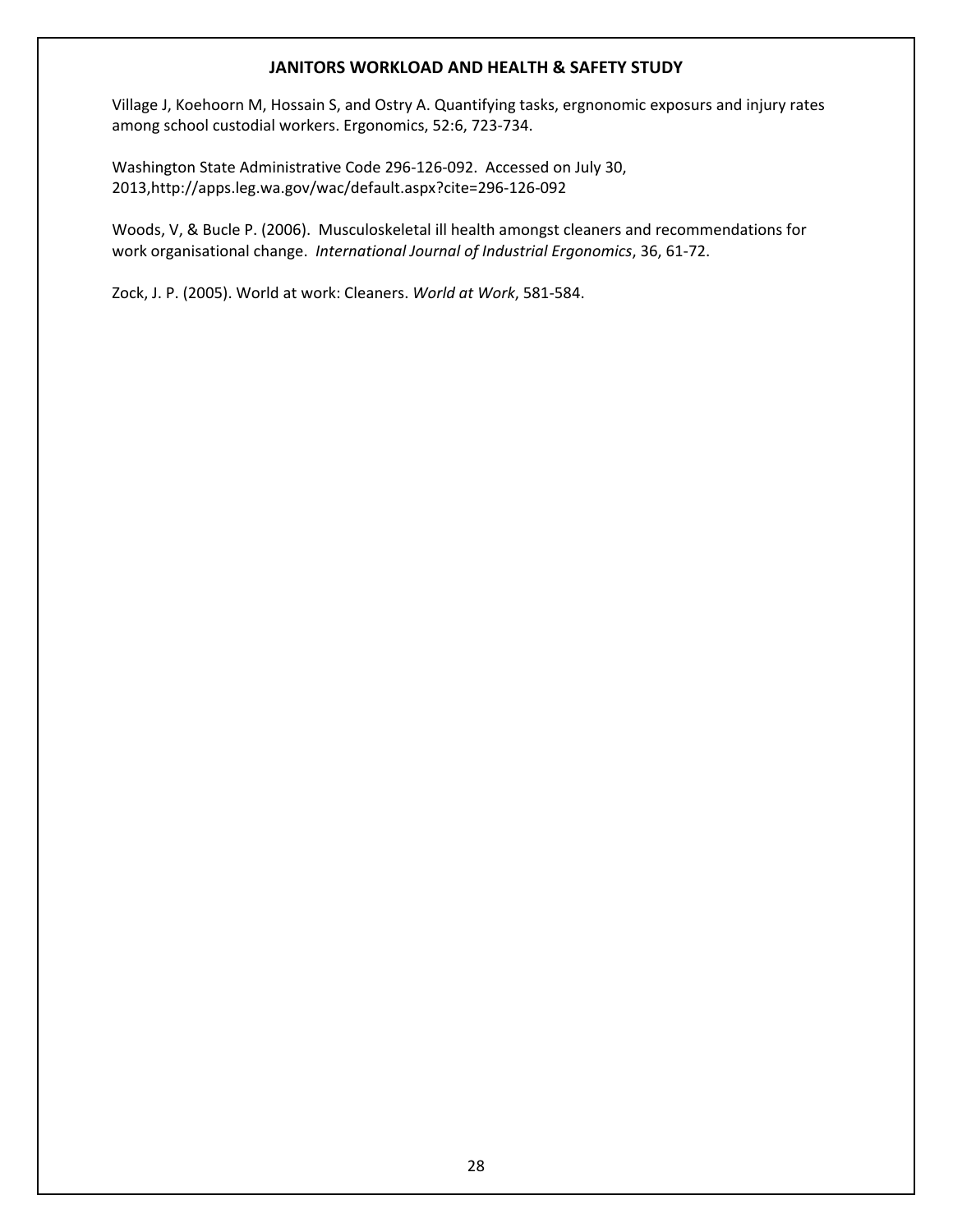Village J, Koehoorn M, Hossain S, and Ostry A. Quantifying tasks, ergnonomic exposurs and injury rates among school custodial workers. Ergonomics, 52:6, 723-734.

Washington State Administrative Code 296-126-092. Accessed on July 30, 2013,http://apps.leg.wa.gov/wac/default.aspx?cite=296-126-092

Woods, V, & Bucle P. (2006). Musculoskeletal ill health amongst cleaners and recommendations for work organisational change. *International Journal of Industrial Ergonomics*, 36, 61-72.

Zock, J. P. (2005). World at work: Cleaners. *World at Work*, 581-584.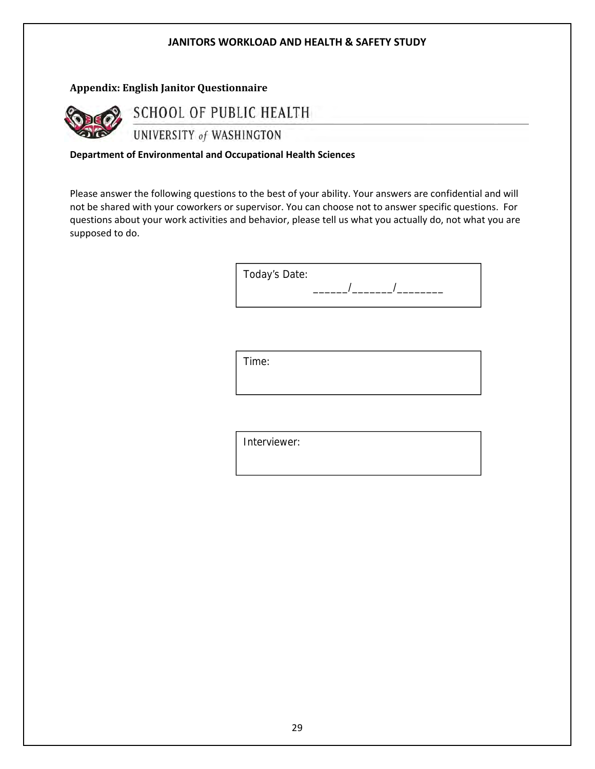## Appendix: English Janitor Questionnaire

SCHOOL OF PUBLIC HEALTH

UNIVERSITY of WASHINGTON

**Department of Environmental and Occupational Health Sciences**

Please answer the following questions to the best of your ability. Your answers are confidential and will not be shared with your coworkers or supervisor. You can choose not to answer specific questions. For questions about your work activities and behavior, please tell us what you actually do, not what you are supposed to do.

| Today's Date: ______/_______/________ |
|---|

| Time: |
|---|

| Interviewer: |
|---|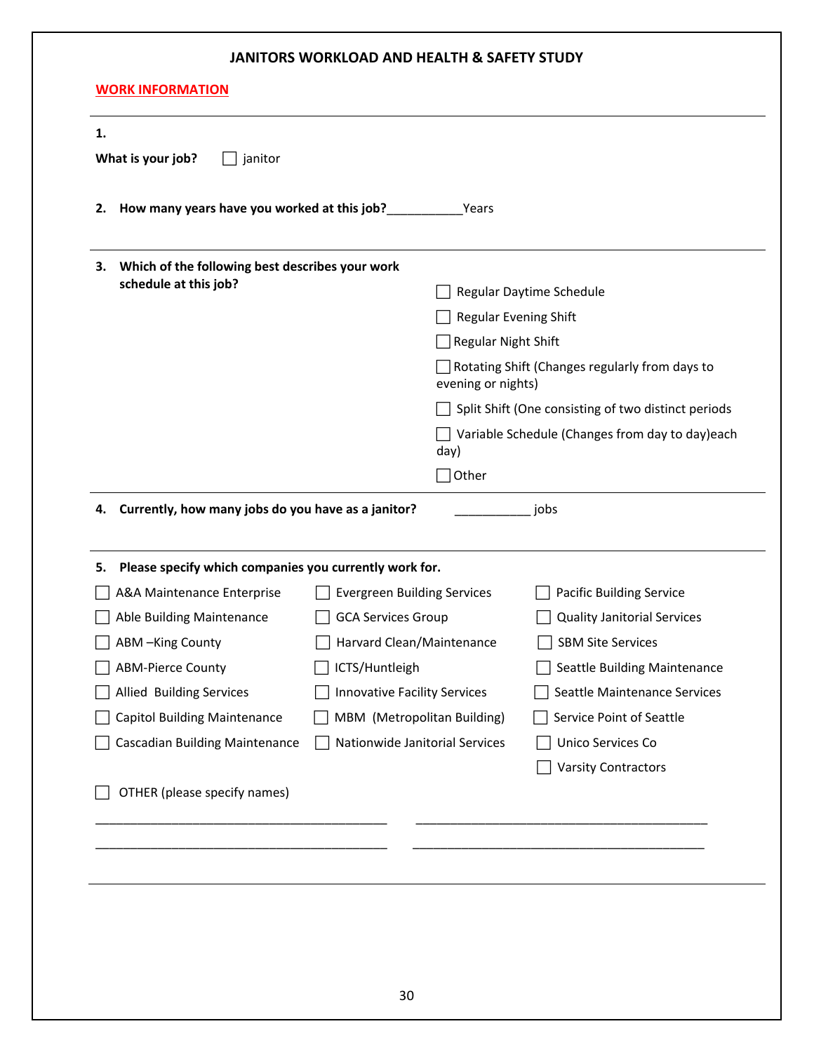## JANITORS WORKLOAD AND HEALTH & SAFETY STUDY

### WORK INFORMATION

---

**1.**

**What is your job?** ☐ janitor

**2. How many years have you worked at this job?**___________Years

---

**3. Which of the following best describes your work schedule at this job?**

- ☐ Regular Daytime Schedule
- ☐ Regular Evening Shift
- ☐ Regular Night Shift
- ☐ Rotating Shift (Changes regularly from days to evening or nights)
- ☐ Split Shift (One consisting of two distinct periods
- ☐ Variable Schedule (Changes from day to day)each day)
- ☐ Other

---

**4. Currently, how many jobs do you have as a janitor?** ___________ jobs

---

**5. Please specify which companies you currently work for.**

| | | |
|---|---|---|
| ☐ A&A Maintenance Enterprise | ☐ Evergreen Building Services | ☐ Pacific Building Service |
| ☐ Able Building Maintenance | ☐ GCA Services Group | ☐ Quality Janitorial Services |
| ☐ ABM –King County | ☐ Harvard Clean/Maintenance | ☐ SBM Site Services |
| ☐ ABM-Pierce County | ☐ ICTS/Huntleigh | ☐ Seattle Building Maintenance |
| ☐ Allied Building Services | ☐ Innovative Facility Services | ☐ Seattle Maintenance Services |
| ☐ Capitol Building Maintenance | ☐ MBM (Metropolitan Building) | ☐ Service Point of Seattle |
| ☐ Cascadian Building Maintenance | ☐ Nationwide Janitorial Services | ☐ Unico Services Co |
| | | ☐ Varsity Contractors |

☐ OTHER (please specify names)

_____________________________________________ _____________________________________________

_____________________________________________ _____________________________________________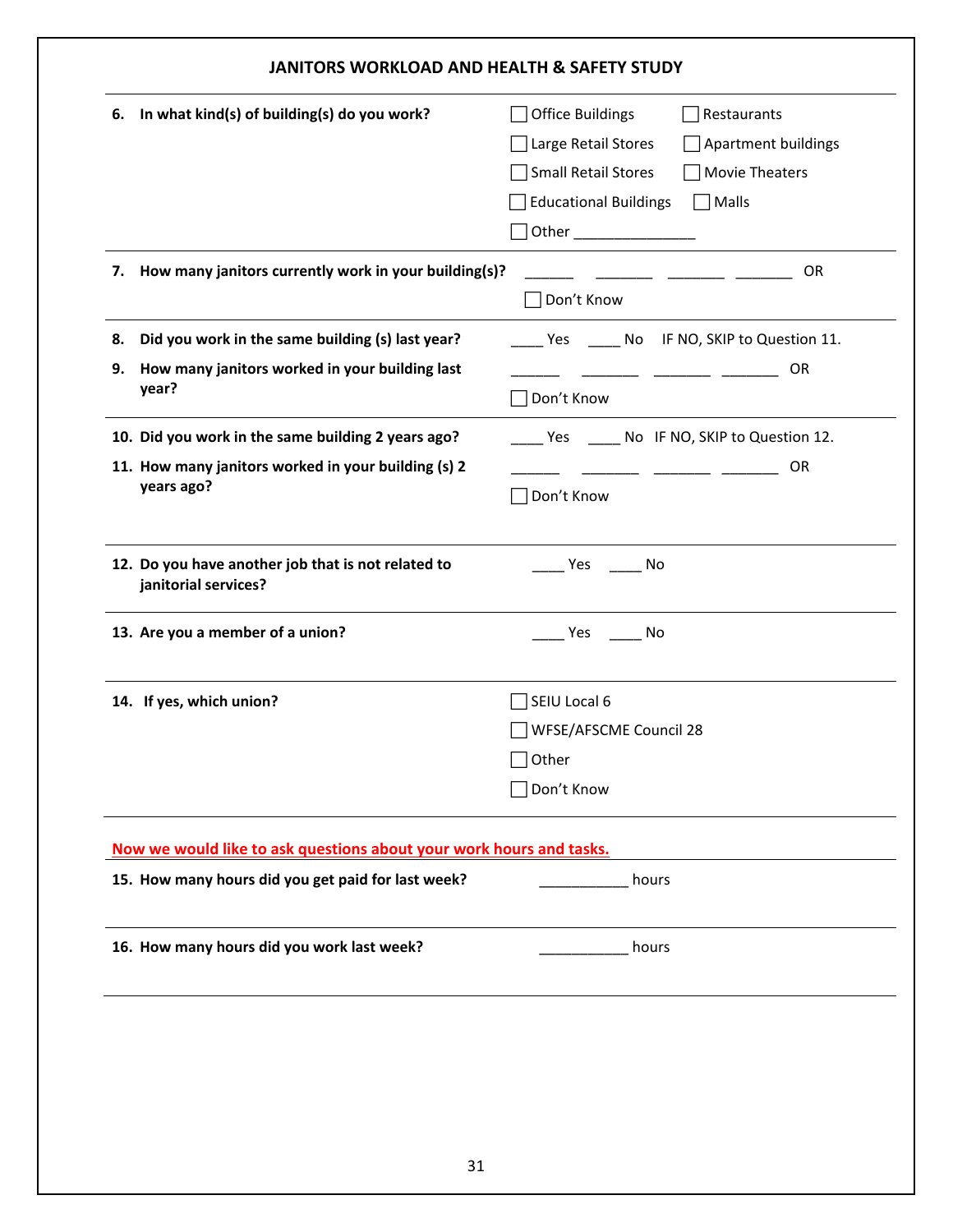## JANITORS WORKLOAD AND HEALTH & SAFETY STUDY

**6. In what kind(s) of building(s) do you work?**

- ☐ Office Buildings
- ☐ Restaurants
- ☐ Large Retail Stores
- ☐ Apartment buildings
- ☐ Small Retail Stores
- ☐ Movie Theaters
- ☐ Educational Buildings
- ☐ Malls
- ☐ Other _______________

---

**7. How many janitors currently work in your building(s)?**

______ _______ _______ _______ OR

☐ Don't Know

---

**8. Did you work in the same building (s) last year?**

____ Yes ____ No IF NO, SKIP to Question 11.

**9. How many janitors worked in your building last year?**

______ _______ _______ _______ OR

☐ Don't Know

---

**10. Did you work in the same building 2 years ago?**

____ Yes ____ No IF NO, SKIP to Question 12.

**11. How many janitors worked in your building (s) 2 years ago?**

______ _______ _______ _______ OR

☐ Don't Know

---

**12. Do you have another job that is not related to janitorial services?**

____ Yes ____ No

---

**13. Are you a member of a union?**

____ Yes ____ No

---

**14. If yes, which union?**

- ☐ SEIU Local 6
- ☐ WFSE/AFSCME Council 28
- ☐ Other
- ☐ Don't Know

---

**Now we would like to ask questions about your work hours and tasks.**

**15. How many hours did you get paid for last week?**

___________ hours

---

**16. How many hours did you work last week?**

___________ hours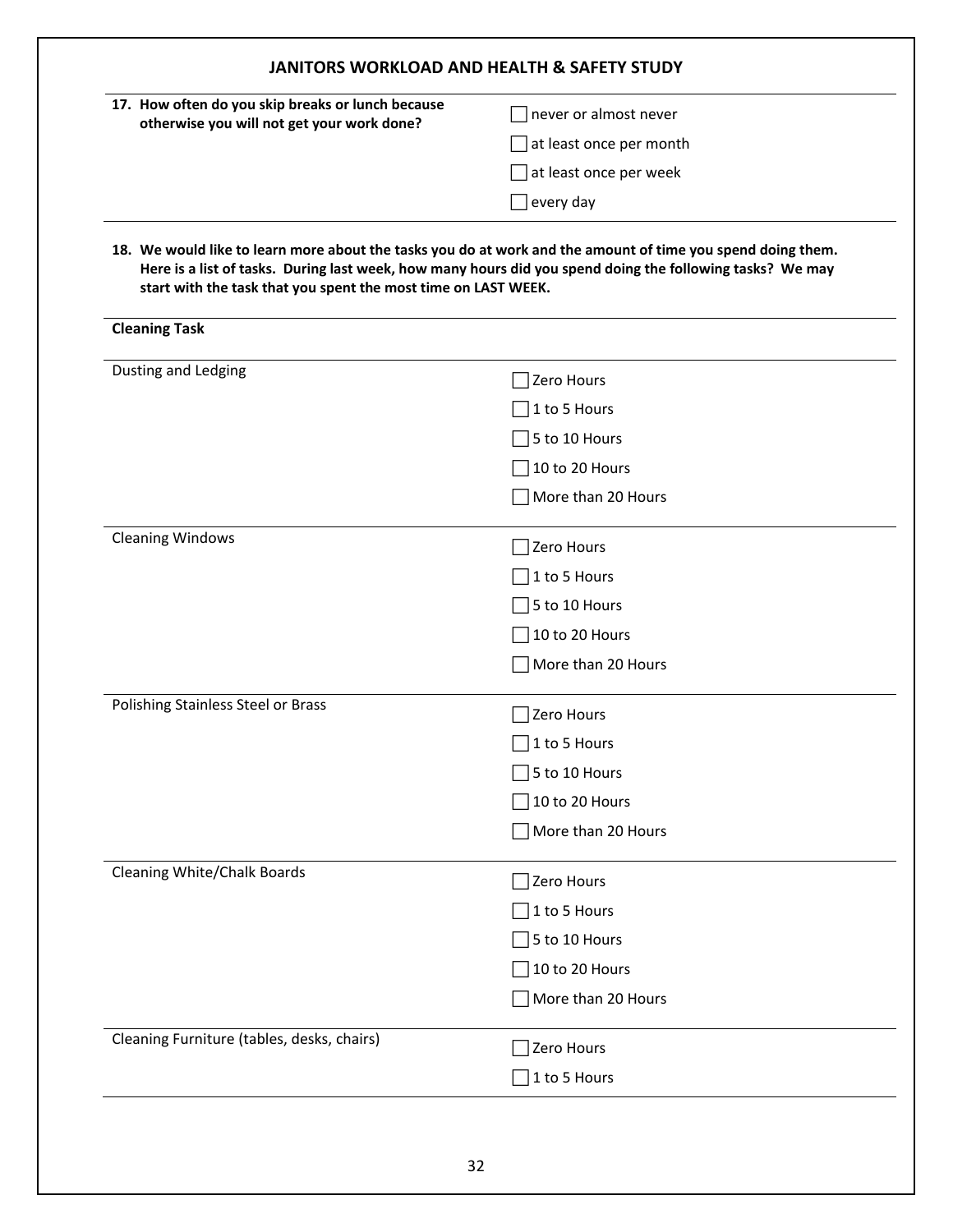## JANITORS WORKLOAD AND HEALTH & SAFETY STUDY

**17. How often do you skip breaks or lunch because otherwise you will not get your work done?**

- ☐ never or almost never
- ☐ at least once per month
- ☐ at least once per week
- ☐ every day

**18. We would like to learn more about the tasks you do at work and the amount of time you spend doing them. Here is a list of tasks. During last week, how many hours did you spend doing the following tasks? We may start with the task that you spent the most time on LAST WEEK.**

**Cleaning Task**

Dusting and Ledging

- ☐ Zero Hours
- ☐ 1 to 5 Hours
- ☐ 5 to 10 Hours
- ☐ 10 to 20 Hours
- ☐ More than 20 Hours

Cleaning Windows

- ☐ Zero Hours
- ☐ 1 to 5 Hours
- ☐ 5 to 10 Hours
- ☐ 10 to 20 Hours
- ☐ More than 20 Hours

Polishing Stainless Steel or Brass

- ☐ Zero Hours
- ☐ 1 to 5 Hours
- ☐ 5 to 10 Hours
- ☐ 10 to 20 Hours
- ☐ More than 20 Hours

Cleaning White/Chalk Boards

- ☐ Zero Hours
- ☐ 1 to 5 Hours
- ☐ 5 to 10 Hours
- ☐ 10 to 20 Hours
- ☐ More than 20 Hours

Cleaning Furniture (tables, desks, chairs)

- ☐ Zero Hours
- ☐ 1 to 5 Hours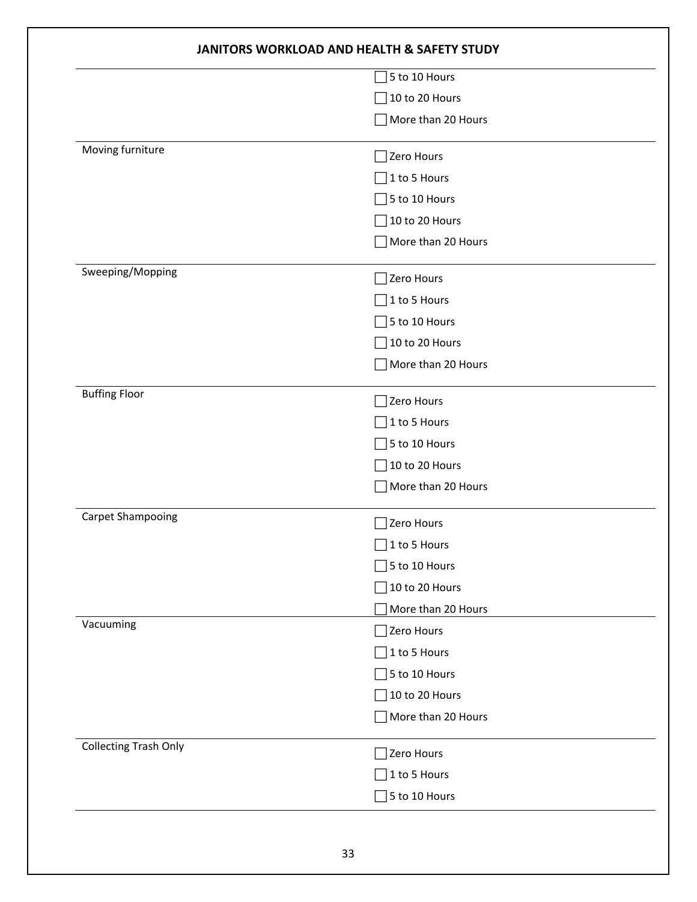| | |
|---|---|
| | ☐ 5 to 10 Hours<br>☐ 10 to 20 Hours<br>☐ More than 20 Hours |
| Moving furniture | ☐ Zero Hours<br>☐ 1 to 5 Hours<br>☐ 5 to 10 Hours<br>☐ 10 to 20 Hours<br>☐ More than 20 Hours |
| Sweeping/Mopping | ☐ Zero Hours<br>☐ 1 to 5 Hours<br>☐ 5 to 10 Hours<br>☐ 10 to 20 Hours<br>☐ More than 20 Hours |
| Buffing Floor | ☐ Zero Hours<br>☐ 1 to 5 Hours<br>☐ 5 to 10 Hours<br>☐ 10 to 20 Hours<br>☐ More than 20 Hours |
| Carpet Shampooing | ☐ Zero Hours<br>☐ 1 to 5 Hours<br>☐ 5 to 10 Hours<br>☐ 10 to 20 Hours<br>☐ More than 20 Hours |
| Vacuuming | ☐ Zero Hours<br>☐ 1 to 5 Hours<br>☐ 5 to 10 Hours<br>☐ 10 to 20 Hours<br>☐ More than 20 Hours |
| Collecting Trash Only | ☐ Zero Hours<br>☐ 1 to 5 Hours<br>☐ 5 to 10 Hours |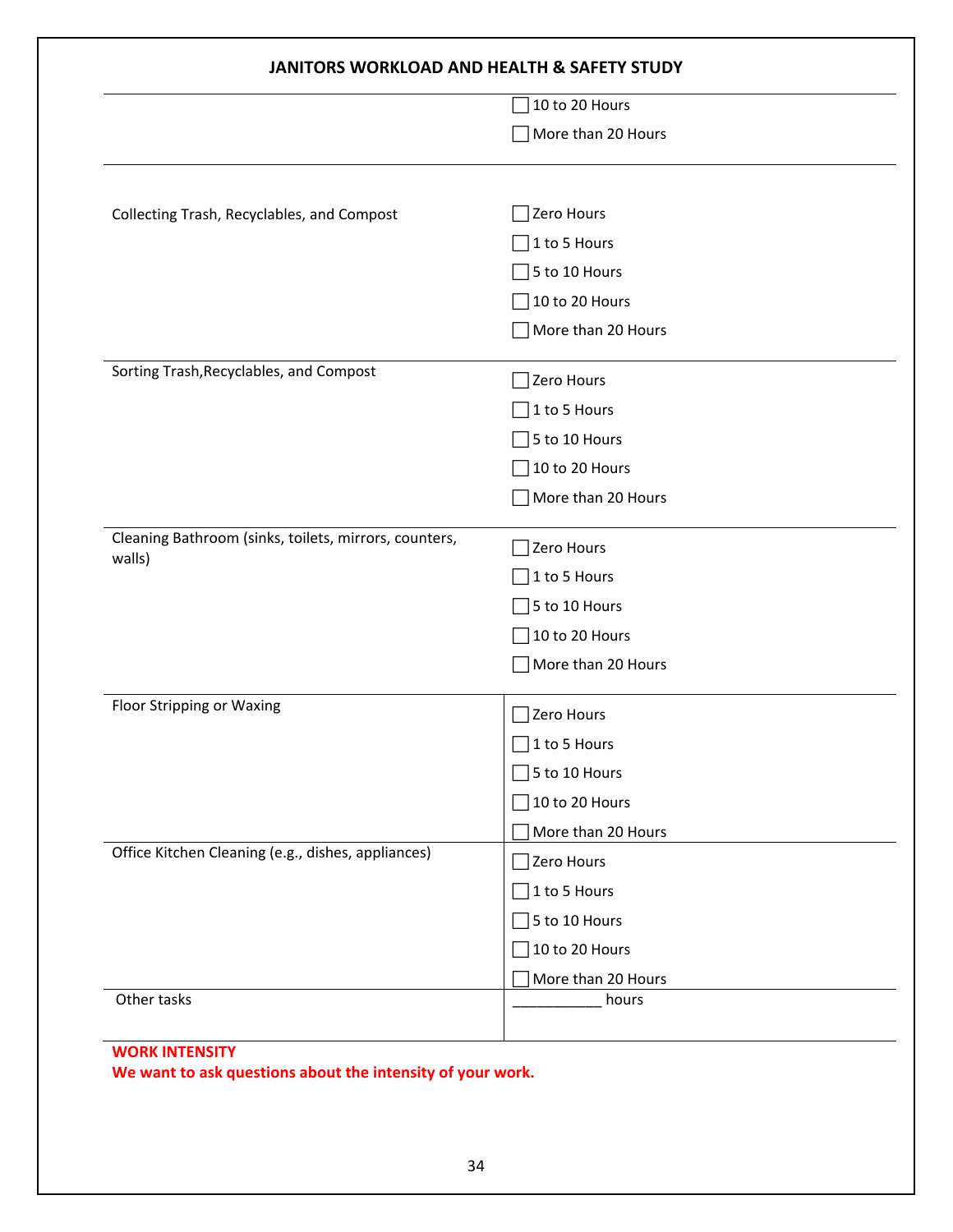| | |
|---|---|
| | ☐ 10 to 20 Hours<br>☐ More than 20 Hours |
| Collecting Trash, Recyclables, and Compost | ☐ Zero Hours<br>☐ 1 to 5 Hours<br>☐ 5 to 10 Hours<br>☐ 10 to 20 Hours<br>☐ More than 20 Hours |
| Sorting Trash,Recyclables, and Compost | ☐ Zero Hours<br>☐ 1 to 5 Hours<br>☐ 5 to 10 Hours<br>☐ 10 to 20 Hours<br>☐ More than 20 Hours |
| Cleaning Bathroom (sinks, toilets, mirrors, counters, walls) | ☐ Zero Hours<br>☐ 1 to 5 Hours<br>☐ 5 to 10 Hours<br>☐ 10 to 20 Hours<br>☐ More than 20 Hours |
| Floor Stripping or Waxing | ☐ Zero Hours<br>☐ 1 to 5 Hours<br>☐ 5 to 10 Hours<br>☐ 10 to 20 Hours<br>☐ More than 20 Hours |
| Office Kitchen Cleaning (e.g., dishes, appliances) | ☐ Zero Hours<br>☐ 1 to 5 Hours<br>☐ 5 to 10 Hours<br>☐ 10 to 20 Hours<br>☐ More than 20 Hours |
| Other tasks | ___________ hours |

**WORK INTENSITY**

**We want to ask questions about the intensity of your work.**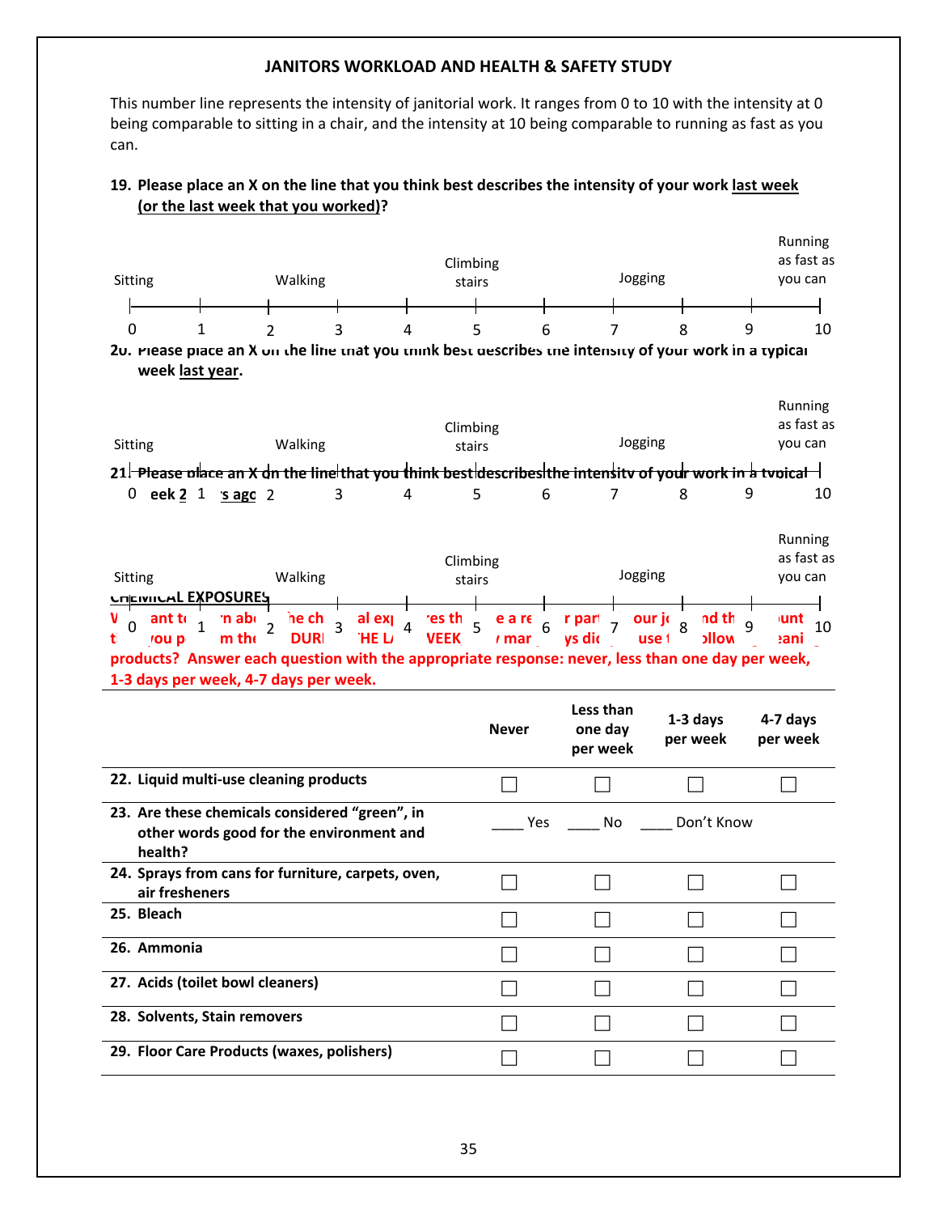**JANITORS WORKLOAD AND HEALTH & SAFETY STUDY**

This number line represents the intensity of janitorial work. It ranges from 0 to 10 with the intensity at 0 being comparable to sitting in a chair, and the intensity at 10 being comparable to running as fast as you can.

**19. Please place an X on the line that you think best describes the intensity of your work last week (or the last week that you worked)?**

| Sitting | | Walking | | | Climbing stairs | | Jogging | | | Running as fast as you can |
|---|---|---|---|---|---|---|---|---|---|---|
| 0 | 1 | 2 | 3 | 4 | 5 | 6 | 7 | 8 | 9 | 10 |

**20. Please place an X on the line that you think best describes the intensity of your work in a typical week last year.**

| Sitting | | Walking | | | Climbing stairs | | Jogging | | | Running as fast as you can |
|---|---|---|---|---|---|---|---|---|---|---|
| 0 | 1 | 2 | 3 | 4 | 5 | 6 | 7 | 8 | 9 | 10 |

**21. Please place an X on the line that you think best describes the intensity of your work in a typical week 2 years ago.**

| Sitting | | Walking | | | Climbing stairs | | Jogging | | | Running as fast as you can |
|---|---|---|---|---|---|---|---|---|---|---|
| 0 | 1 | 2 | 3 | 4 | 5 | 6 | 7 | 8 | 9 | 10 |

**CHEMICAL EXPOSURES**

**We want to learn about the chemical exposures that are a regular part of your job and the amount that you perform them. DURING THE LAST WEEK, how many days did you use the following cleaning products? Answer each question with the appropriate response: never, less than one day per week, 1-3 days per week, 4-7 days per week.**

| | Never | Less than one day per week | 1-3 days per week | 4-7 days per week |
|---|---|---|---|---|
| **22. Liquid multi-use cleaning products** | ☐ | ☐ | ☐ | ☐ |
| **23. Are these chemicals considered "green", in other words good for the environment and health?** | ____ Yes | ____ No | ____ Don't Know | |
| **24. Sprays from cans for furniture, carpets, oven, air fresheners** | ☐ | ☐ | ☐ | ☐ |
| **25. Bleach** | ☐ | ☐ | ☐ | ☐ |
| **26. Ammonia** | ☐ | ☐ | ☐ | ☐ |
| **27. Acids (toilet bowl cleaners)** | ☐ | ☐ | ☐ | ☐ |
| **28. Solvents, Stain removers** | ☐ | ☐ | ☐ | ☐ |
| **29. Floor Care Products (waxes, polishers)** | ☐ | ☐ | ☐ | ☐ |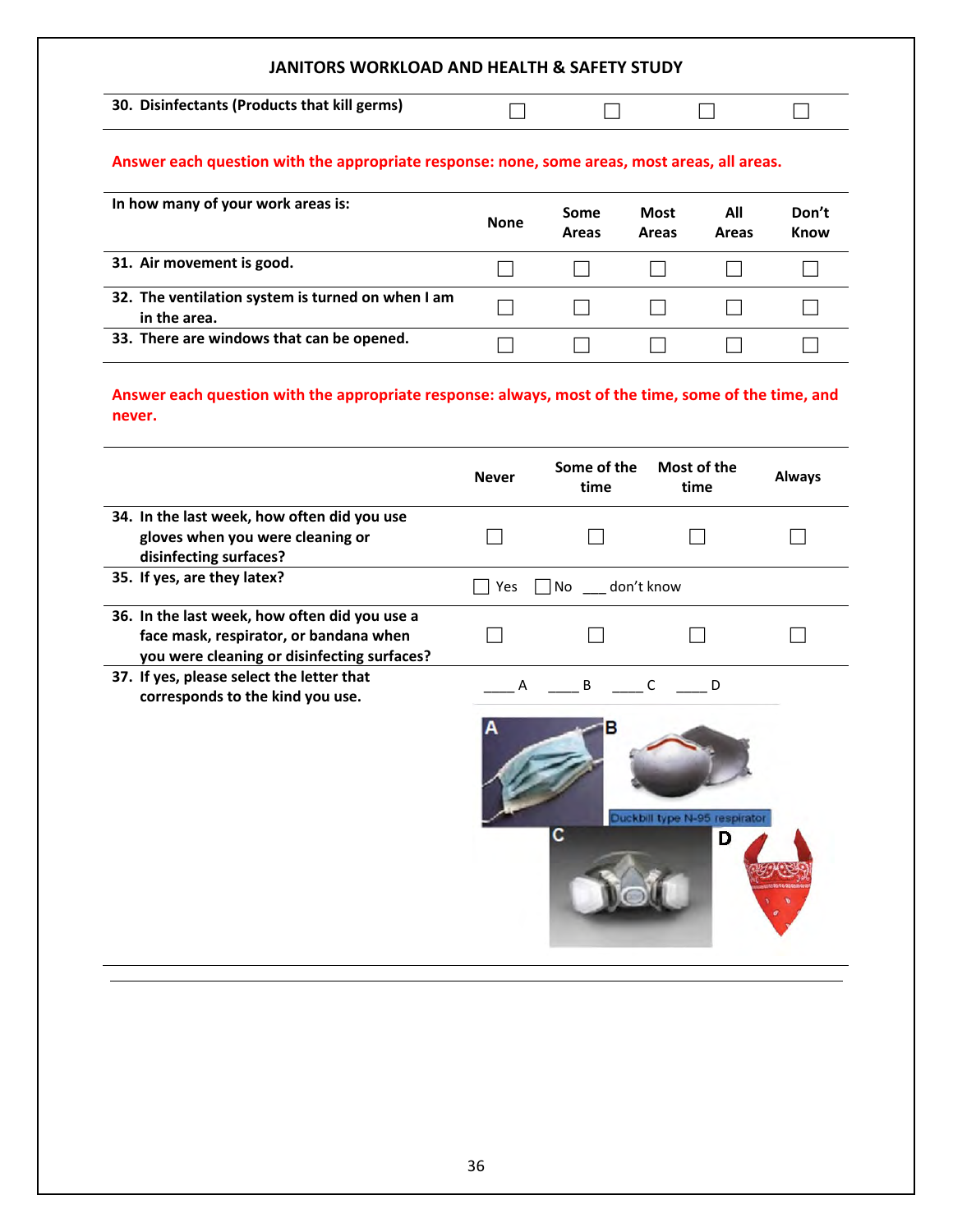## JANITORS WORKLOAD AND HEALTH & SAFETY STUDY

| | | | | |
|---|---|---|---|---|
| **30. Disinfectants (Products that kill germs)** | ☐ | ☐ | ☐ | ☐ |

**Answer each question with the appropriate response: none, some areas, most areas, all areas.**

| In how many of your work areas is: | None | Some Areas | Most Areas | All Areas | Don't Know |
|---|---|---|---|---|---|
| **31. Air movement is good.** | ☐ | ☐ | ☐ | ☐ | ☐ |
| **32. The ventilation system is turned on when I am in the area.** | ☐ | ☐ | ☐ | ☐ | ☐ |
| **33. There are windows that can be opened.** | ☐ | ☐ | ☐ | ☐ | ☐ |

**Answer each question with the appropriate response: always, most of the time, some of the time, and never.**

| | Never | Some of the time | Most of the time | Always |
|---|---|---|---|---|
| **34. In the last week, how often did you use gloves when you were cleaning or disinfecting surfaces?** | ☐ | ☐ | ☐ | ☐ |
| **35. If yes, are they latex?** | ☐ Yes ☐ No ___ don't know | | | |
| **36. In the last week, how often did you use a face mask, respirator, or bandana when you were cleaning or disinfecting surfaces?** | ☐ | ☐ | ☐ | ☐ |
| **37. If yes, please select the letter that corresponds to the kind you use.** | ____ A ____ B ____ C ____ D | | | |

A

B

Duckbill type N-95 respirator

C

D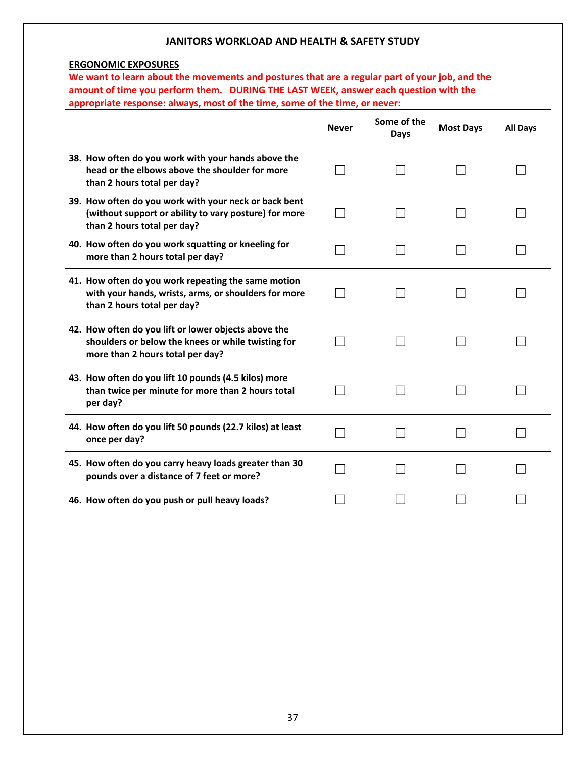## JANITORS WORKLOAD AND HEALTH & SAFETY STUDY

**ERGONOMIC EXPOSURES**

**We want to learn about the movements and postures that are a regular part of your job, and the amount of time you perform them. DURING THE LAST WEEK, answer each question with the appropriate response: always, most of the time, some of the time, or never:**

| | Never | Some of the Days | Most Days | All Days |
|---|---|---|---|---|
| **38. How often do you work with your hands above the head or the elbows above the shoulder for more than 2 hours total per day?** | ☐ | ☐ | ☐ | ☐ |
| **39. How often do you work with your neck or back bent (without support or ability to vary posture) for more than 2 hours total per day?** | ☐ | ☐ | ☐ | ☐ |
| **40. How often do you work squatting or kneeling for more than 2 hours total per day?** | ☐ | ☐ | ☐ | ☐ |
| **41. How often do you work repeating the same motion with your hands, wrists, arms, or shoulders for more than 2 hours total per day?** | ☐ | ☐ | ☐ | ☐ |
| **42. How often do you lift or lower objects above the shoulders or below the knees or while twisting for more than 2 hours total per day?** | ☐ | ☐ | ☐ | ☐ |
| **43. How often do you lift 10 pounds (4.5 kilos) more than twice per minute for more than 2 hours total per day?** | ☐ | ☐ | ☐ | ☐ |
| **44. How often do you lift 50 pounds (22.7 kilos) at least once per day?** | ☐ | ☐ | ☐ | ☐ |
| **45. How often do you carry heavy loads greater than 30 pounds over a distance of 7 feet or more?** | ☐ | ☐ | ☐ | ☐ |
| **46. How often do you push or pull heavy loads?** | ☐ | ☐ | ☐ | ☐ |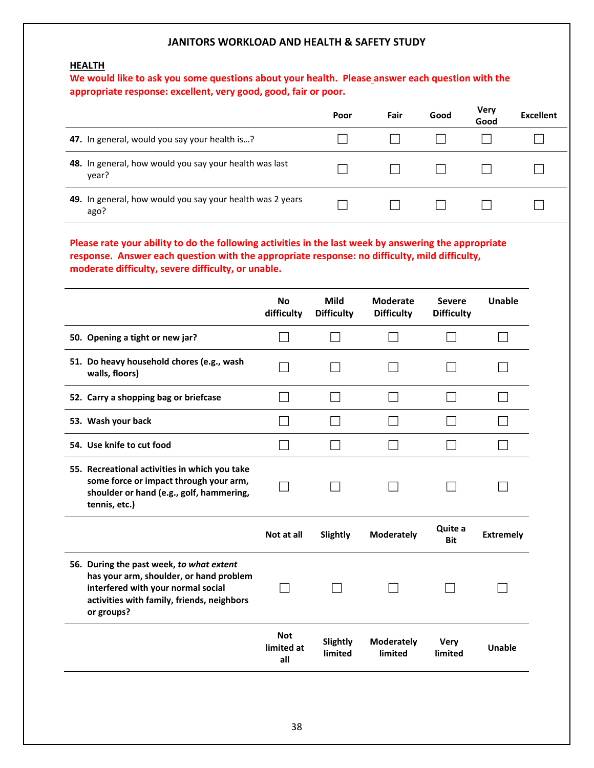**JANITORS WORKLOAD AND HEALTH & SAFETY STUDY**

**HEALTH**

**We would like to ask you some questions about your health. Please answer each question with the appropriate response: excellent, very good, good, fair or poor.**

| | Poor | Fair | Good | Very Good | Excellent |
|---|---|---|---|---|---|
| **47.** In general, would you say your health is…? | ☐ | ☐ | ☐ | ☐ | ☐ |
| **48.** In general, how would you say your health was last year? | ☐ | ☐ | ☐ | ☐ | ☐ |
| **49.** In general, how would you say your health was 2 years ago? | ☐ | ☐ | ☐ | ☐ | ☐ |

**Please rate your ability to do the following activities in the last week by answering the appropriate response. Answer each question with the appropriate response: no difficulty, mild difficulty, moderate difficulty, severe difficulty, or unable.**

| | No difficulty | Mild Difficulty | Moderate Difficulty | Severe Difficulty | Unable |
|---|---|---|---|---|---|
| **50. Opening a tight or new jar?** | ☐ | ☐ | ☐ | ☐ | ☐ |
| **51. Do heavy household chores (e.g., wash walls, floors)** | ☐ | ☐ | ☐ | ☐ | ☐ |
| **52. Carry a shopping bag or briefcase** | ☐ | ☐ | ☐ | ☐ | ☐ |
| **53. Wash your back** | ☐ | ☐ | ☐ | ☐ | ☐ |
| **54. Use knife to cut food** | ☐ | ☐ | ☐ | ☐ | ☐ |
| **55. Recreational activities in which you take some force or impact through your arm, shoulder or hand (e.g., golf, hammering, tennis, etc.)** | ☐ | ☐ | ☐ | ☐ | ☐ |

| | Not at all | Slightly | Moderately | Quite a Bit | Extremely |
|---|---|---|---|---|---|
| **56. During the past week, *to what extent* has your arm, shoulder, or hand problem interfered with your normal social activities with family, friends, neighbors or groups?** | ☐ | ☐ | ☐ | ☐ | ☐ |

| | Not limited at all | Slightly limited | Moderately limited | Very limited | Unable |
|---|---|---|---|---|---|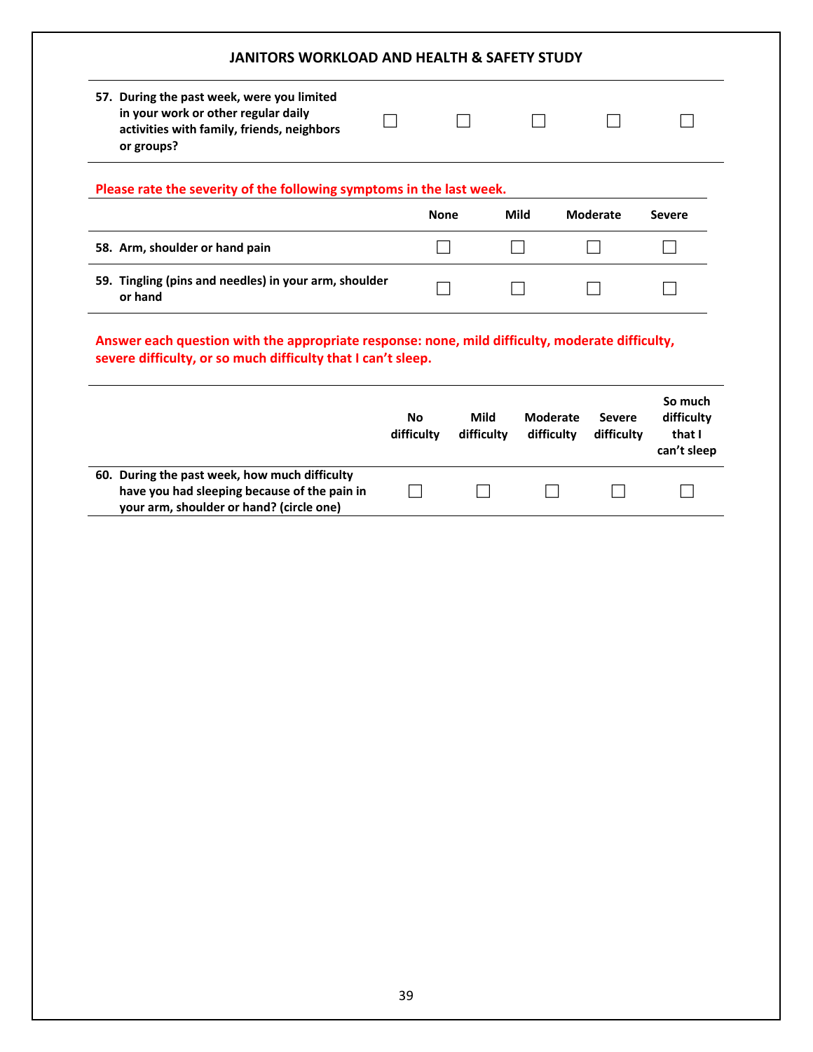| | | | | | |
|---|---|---|---|---|---|
| **57. During the past week, were you limited in your work or other regular daily activities with family, friends, neighbors or groups?** | ☐ | ☐ | ☐ | ☐ | ☐ |

**Please rate the severity of the following symptoms in the last week.**

| | None | Mild | Moderate | Severe |
|---|---|---|---|---|
| **58. Arm, shoulder or hand pain** | ☐ | ☐ | ☐ | ☐ |
| **59. Tingling (pins and needles) in your arm, shoulder or hand** | ☐ | ☐ | ☐ | ☐ |

**Answer each question with the appropriate response: none, mild difficulty, moderate difficulty, severe difficulty, or so much difficulty that I can't sleep.**

| | No difficulty | Mild difficulty | Moderate difficulty | Severe difficulty | So much difficulty that I can't sleep |
|---|---|---|---|---|---|
| **60. During the past week, how much difficulty have you had sleeping because of the pain in your arm, shoulder or hand? (circle one)** | ☐ | ☐ | ☐ | ☐ | ☐ |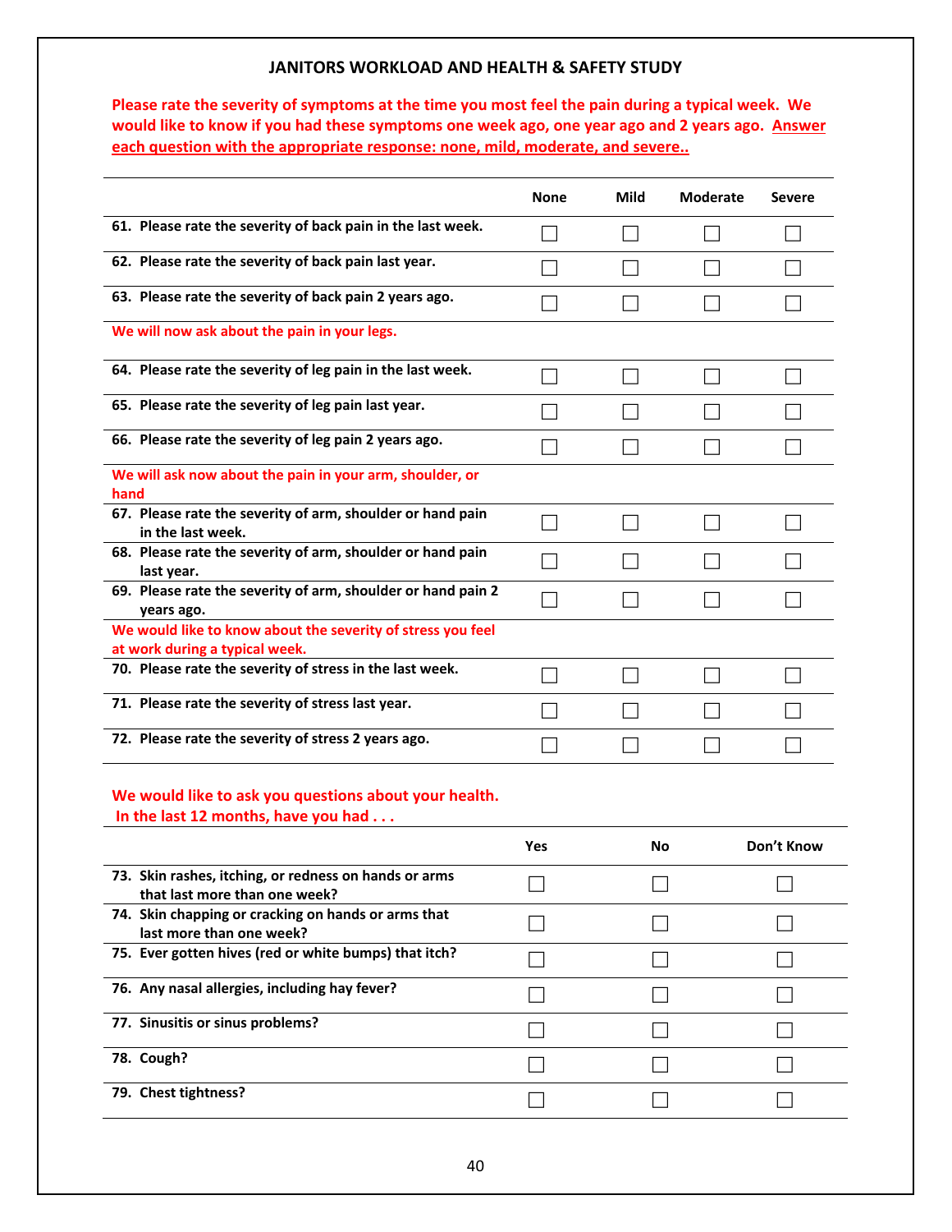## JANITORS WORKLOAD AND HEALTH & SAFETY STUDY

**Please rate the severity of symptoms at the time you most feel the pain during a typical week. We would like to know if you had these symptoms one week ago, one year ago and 2 years ago. Answer each question with the appropriate response: none, mild, moderate, and severe..**

| | None | Mild | Moderate | Severe |
|---|---|---|---|---|
| **61. Please rate the severity of back pain in the last week.** | ☐ | ☐ | ☐ | ☐ |
| **62. Please rate the severity of back pain last year.** | ☐ | ☐ | ☐ | ☐ |
| **63. Please rate the severity of back pain 2 years ago.** | ☐ | ☐ | ☐ | ☐ |
| **We will now ask about the pain in your legs.** | | | | |
| **64. Please rate the severity of leg pain in the last week.** | ☐ | ☐ | ☐ | ☐ |
| **65. Please rate the severity of leg pain last year.** | ☐ | ☐ | ☐ | ☐ |
| **66. Please rate the severity of leg pain 2 years ago.** | ☐ | ☐ | ☐ | ☐ |
| **We will ask now about the pain in your arm, shoulder, or hand** | | | | |
| **67. Please rate the severity of arm, shoulder or hand pain in the last week.** | ☐ | ☐ | ☐ | ☐ |
| **68. Please rate the severity of arm, shoulder or hand pain last year.** | ☐ | ☐ | ☐ | ☐ |
| **69. Please rate the severity of arm, shoulder or hand pain 2 years ago.** | ☐ | ☐ | ☐ | ☐ |
| **We would like to know about the severity of stress you feel at work during a typical week.** | | | | |
| **70. Please rate the severity of stress in the last week.** | ☐ | ☐ | ☐ | ☐ |
| **71. Please rate the severity of stress last year.** | ☐ | ☐ | ☐ | ☐ |
| **72. Please rate the severity of stress 2 years ago.** | ☐ | ☐ | ☐ | ☐ |

**We would like to ask you questions about your health.**
**In the last 12 months, have you had . . .**

| | Yes | No | Don't Know |
|---|---|---|---|
| **73. Skin rashes, itching, or redness on hands or arms that last more than one week?** | ☐ | ☐ | ☐ |
| **74. Skin chapping or cracking on hands or arms that last more than one week?** | ☐ | ☐ | ☐ |
| **75. Ever gotten hives (red or white bumps) that itch?** | ☐ | ☐ | ☐ |
| **76. Any nasal allergies, including hay fever?** | ☐ | ☐ | ☐ |
| **77. Sinusitis or sinus problems?** | ☐ | ☐ | ☐ |
| **78. Cough?** | ☐ | ☐ | ☐ |
| **79. Chest tightness?** | ☐ | ☐ | ☐ |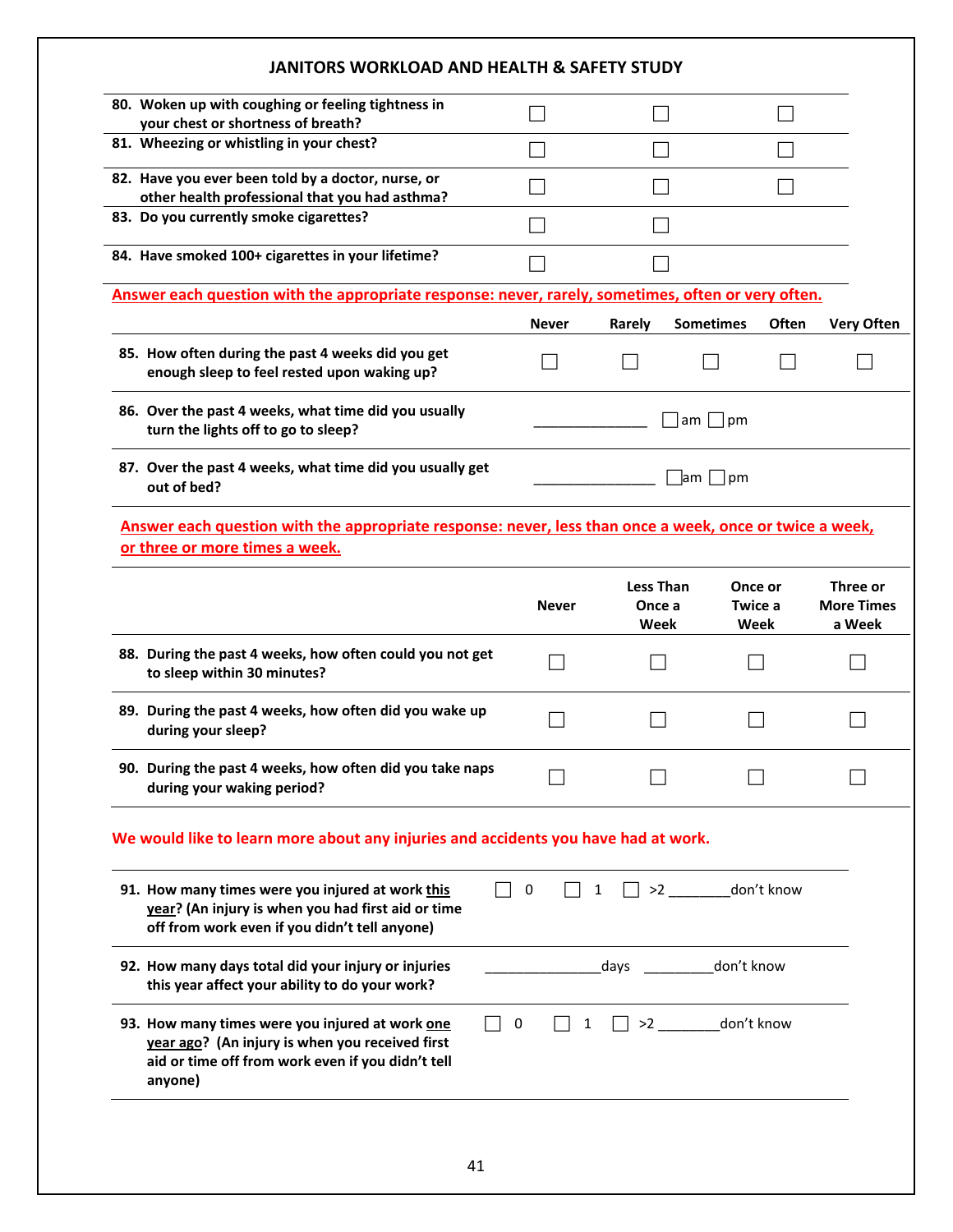## JANITORS WORKLOAD AND HEALTH & SAFETY STUDY

| | | | |
|---|---|---|---|
| 80. Woken up with coughing or feeling tightness in your chest or shortness of breath? | ☐ | ☐ | ☐ |
| 81. Wheezing or whistling in your chest? | ☐ | ☐ | ☐ |
| 82. Have you ever been told by a doctor, nurse, or other health professional that you had asthma? | ☐ | ☐ | ☐ |
| 83. Do you currently smoke cigarettes? | ☐ | ☐ | |
| 84. Have smoked 100+ cigarettes in your lifetime? | ☐ | ☐ | |

**Answer each question with the appropriate response: never, rarely, sometimes, often or very often.**

| | Never | Rarely | Sometimes | Often | Very Often |
|---|---|---|---|---|---|
| 85. How often during the past 4 weeks did you get enough sleep to feel rested upon waking up? | ☐ | ☐ | ☐ | ☐ | ☐ |

86. Over the past 4 weeks, what time did you usually turn the lights off to go to sleep? _______________ ☐ am ☐ pm

87. Over the past 4 weeks, what time did you usually get out of bed? ________________ ☐ am ☐ pm

**Answer each question with the appropriate response: never, less than once a week, once or twice a week, or three or more times a week.**

| | Never | Less Than Once a Week | Once or Twice a Week | Three or More Times a Week |
|---|---|---|---|---|
| 88. During the past 4 weeks, how often could you not get to sleep within 30 minutes? | ☐ | ☐ | ☐ | ☐ |
| 89. During the past 4 weeks, how often did you wake up during your sleep? | ☐ | ☐ | ☐ | ☐ |
| 90. During the past 4 weeks, how often did you take naps during your waking period? | ☐ | ☐ | ☐ | ☐ |

**We would like to learn more about any injuries and accidents you have had at work.**

91. How many times were you injured at work **this year**? (An injury is when you had first aid or time off from work even if you didn't tell anyone) ☐ 0 ☐ 1 ☐ >2 ________don't know

92. How many days total did your injury or injuries this year affect your ability to do your work? _______________days _________don't know

93. How many times were you injured at work **one year ago**? (An injury is when you received first aid or time off from work even if you didn't tell anyone) ☐ 0 ☐ 1 ☐ >2 ________don't know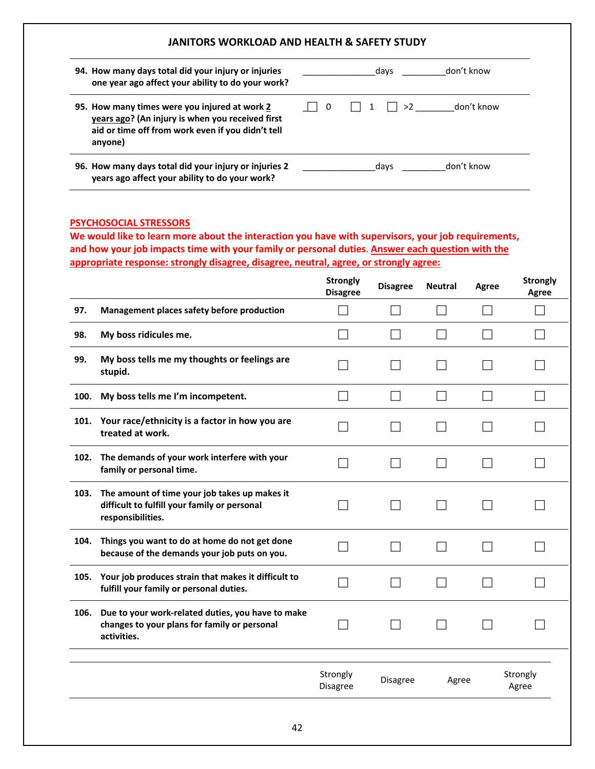**JANITORS WORKLOAD AND HEALTH & SAFETY STUDY**

| | |
|---|---|
| **94. How many days total did your injury or injuries one year ago affect your ability to do your work?** | _______________days _________don't know |
| **95. How many times were you injured at work 2 years ago? (An injury is when you received first aid or time off from work even if you didn't tell anyone)** | ☐ 0 ☐ 1 ☐ >2 ________don't know |
| **96. How many days total did your injury or injuries 2 years ago affect your ability to do your work?** | _______________days _________don't know |

## PSYCHOSOCIAL STRESSORS

**We would like to learn more about the interaction you have with supervisors, your job requirements, and how your job impacts time with your family or personal duties. Answer each question with the appropriate response: strongly disagree, disagree, neutral, agree, or strongly agree:**

| | | Strongly Disagree | Disagree | Neutral | Agree | Strongly Agree |
|---|---|---|---|---|---|---|
| **97.** | **Management places safety before production** | ☐ | ☐ | ☐ | ☐ | ☐ |
| **98.** | **My boss ridicules me.** | ☐ | ☐ | ☐ | ☐ | ☐ |
| **99.** | **My boss tells me my thoughts or feelings are stupid.** | ☐ | ☐ | ☐ | ☐ | ☐ |
| **100.** | **My boss tells me I'm incompetent.** | ☐ | ☐ | ☐ | ☐ | ☐ |
| **101.** | **Your race/ethnicity is a factor in how you are treated at work.** | ☐ | ☐ | ☐ | ☐ | ☐ |
| **102.** | **The demands of your work interfere with your family or personal time.** | ☐ | ☐ | ☐ | ☐ | ☐ |
| **103.** | **The amount of time your job takes up makes it difficult to fulfill your family or personal responsibilities.** | ☐ | ☐ | ☐ | ☐ | ☐ |
| **104.** | **Things you want to do at home do not get done because of the demands your job puts on you.** | ☐ | ☐ | ☐ | ☐ | ☐ |
| **105.** | **Your job produces strain that makes it difficult to fulfill your family or personal duties.** | ☐ | ☐ | ☐ | ☐ | ☐ |
| **106.** | **Due to your work-related duties, you have to make changes to your plans for family or personal activities.** | ☐ | ☐ | ☐ | ☐ | ☐ |

| | Strongly Disagree | Disagree | Agree | Strongly Agree |
|---|---|---|---|---|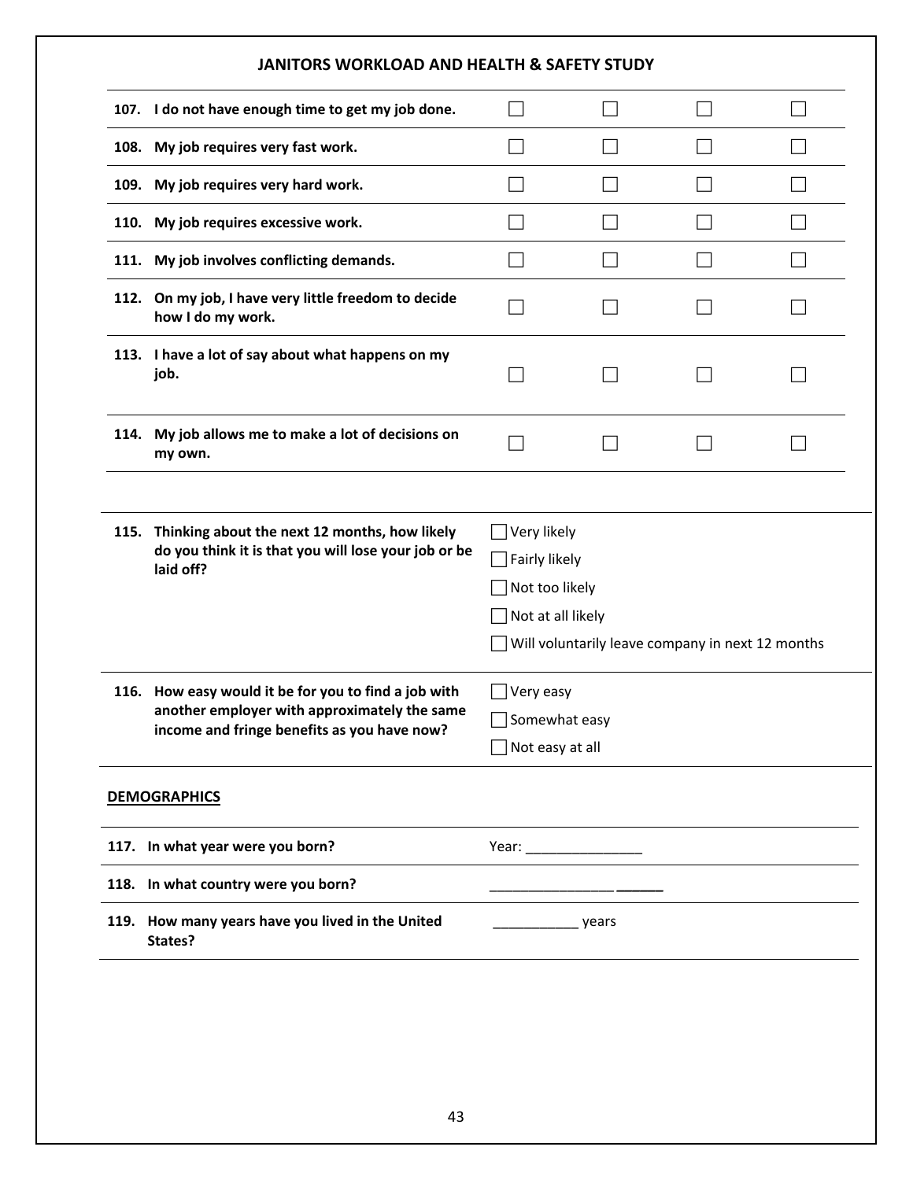## JANITORS WORKLOAD AND HEALTH & SAFETY STUDY

| | | | | |
|---|---|---|---|---|
| **107. I do not have enough time to get my job done.** | ☐ | ☐ | ☐ | ☐ |
| **108. My job requires very fast work.** | ☐ | ☐ | ☐ | ☐ |
| **109. My job requires very hard work.** | ☐ | ☐ | ☐ | ☐ |
| **110. My job requires excessive work.** | ☐ | ☐ | ☐ | ☐ |
| **111. My job involves conflicting demands.** | ☐ | ☐ | ☐ | ☐ |
| **112. On my job, I have very little freedom to decide how I do my work.** | ☐ | ☐ | ☐ | ☐ |
| **113. I have a lot of say about what happens on my job.** | ☐ | ☐ | ☐ | ☐ |
| **114. My job allows me to make a lot of decisions on my own.** | ☐ | ☐ | ☐ | ☐ |

**115. Thinking about the next 12 months, how likely do you think it is that you will lose your job or be laid off?**

- ☐ Very likely
- ☐ Fairly likely
- ☐ Not too likely
- ☐ Not at all likely
- ☐ Will voluntarily leave company in next 12 months

**116. How easy would it be for you to find a job with another employer with approximately the same income and fringe benefits as you have now?**

- ☐ Very easy
- ☐ Somewhat easy
- ☐ Not easy at all

### DEMOGRAPHICS

**117. In what year were you born?** Year: _______________

**118. In what country were you born?** ______________________

**119. How many years have you lived in the United States?** ___________ years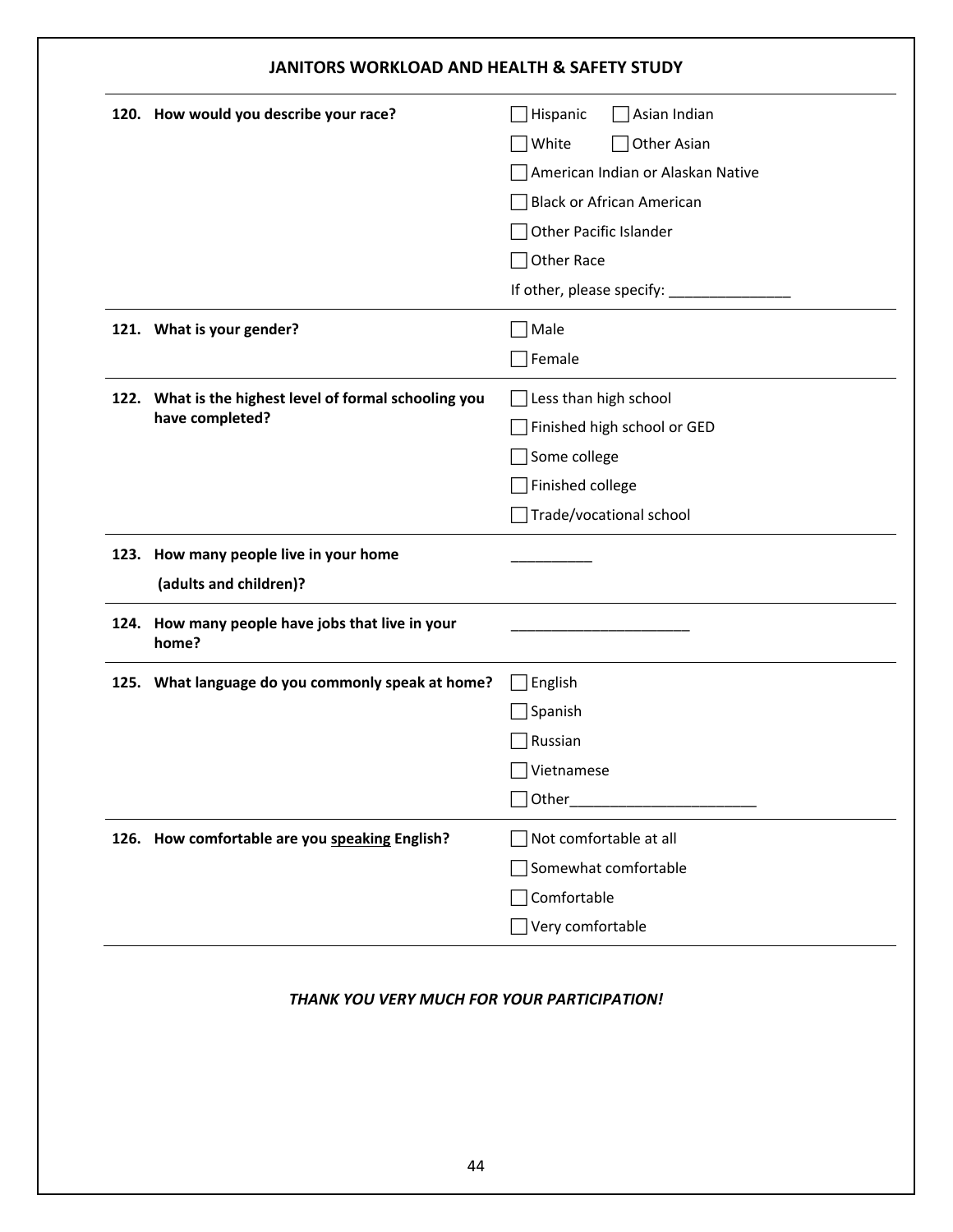**JANITORS WORKLOAD AND HEALTH & SAFETY STUDY**

| | |
|---|---|
| **120. How would you describe your race?** | ☐ Hispanic ☐ Asian Indian<br>☐ White ☐ Other Asian<br>☐ American Indian or Alaskan Native<br>☐ Black or African American<br>☐ Other Pacific Islander<br>☐ Other Race<br>If other, please specify: _______________ |
| **121. What is your gender?** | ☐ Male<br>☐ Female |
| **122. What is the highest level of formal schooling you have completed?** | ☐ Less than high school<br>☐ Finished high school or GED<br>☐ Some college<br>☐ Finished college<br>☐ Trade/vocational school |
| **123. How many people live in your home (adults and children)?** | __________ |
| **124. How many people have jobs that live in your home?** | ______________________ |
| **125. What language do you commonly speak at home?** | ☐ English<br>☐ Spanish<br>☐ Russian<br>☐ Vietnamese<br>☐ Other_______________________ |
| **126. How comfortable are you <u>speaking</u> English?** | ☐ Not comfortable at all<br>☐ Somewhat comfortable<br>☐ Comfortable<br>☐ Very comfortable |

***THANK YOU VERY MUCH FOR YOUR PARTICIPATION!***